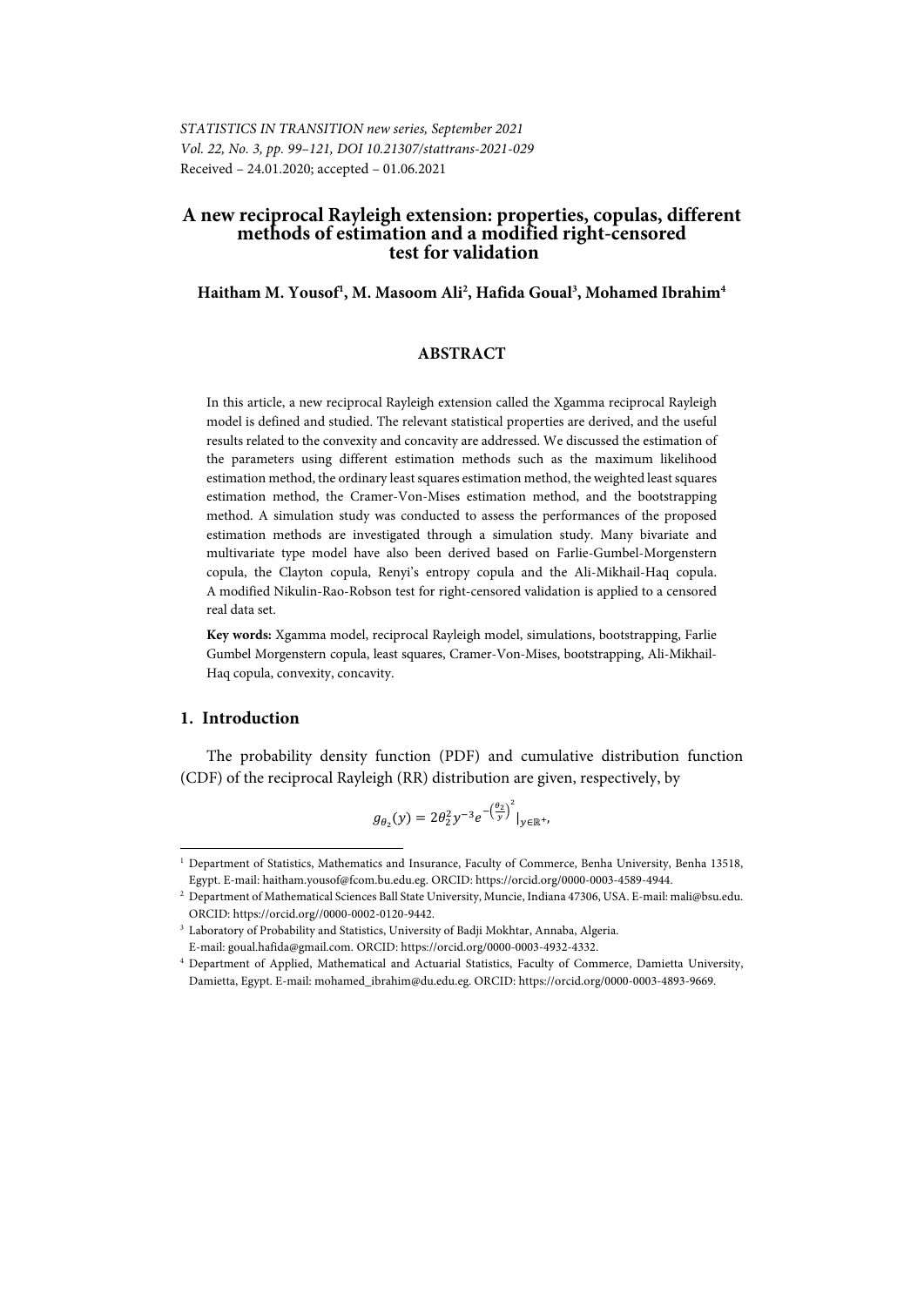STATISTICS IN TRANSITION new series, September 2021
Vol. 22, No. 3, pp. 99–121, DOI 10.21307/stattrans-2021-029
Received – 24.01.2020; accepted – 01.06.2021

# A new reciprocal Rayleigh extension: properties, copulas, different methods of estimation and a modified right-censored test for validation

**Haitham M. Yousof[1], M. Masoom Ali[2], Hafida Goual[3], Mohamed Ibrahim[4]**

## ABSTRACT

In this article, a new reciprocal Rayleigh extension called the Xgamma reciprocal Rayleigh model is defined and studied. The relevant statistical properties are derived, and the useful results related to the convexity and concavity are addressed. We discussed the estimation of the parameters using different estimation methods such as the maximum likelihood estimation method, the ordinary least squares estimation method, the weighted least squares estimation method, the Cramer-Von-Mises estimation method, and the bootstrapping method. A simulation study was conducted to assess the performances of the proposed estimation methods are investigated through a simulation study. Many bivariate and multivariate type model have also been derived based on Farlie-Gumbel-Morgenstern copula, the Clayton copula, Renyi's entropy copula and the Ali-Mikhail-Haq copula. A modified Nikulin-Rao-Robson test for right-censored validation is applied to a censored real data set.

**Key words:** Xgamma model, reciprocal Rayleigh model, simulations, bootstrapping, Farlie Gumbel Morgenstern copula, least squares, Cramer-Von-Mises, bootstrapping, Ali-Mikhail-Haq copula, convexity, concavity.

## 1. Introduction

The probability density function (PDF) and cumulative distribution function (CDF) of the reciprocal Rayleigh (RR) distribution are given, respectively, by

$$g_{\theta_2}(y) = 2\theta_2^2 y^{-3} e^{-\left(\frac{\theta_2}{y}\right)^2}\Big|_{y\in\mathbb{R}^+},$$

---

[1] Department of Statistics, Mathematics and Insurance, Faculty of Commerce, Benha University, Benha 13518, Egypt. E-mail: haitham.yousof@fcom.bu.edu.eg. ORCID: https://orcid.org/0000-0003-4589-4944.

[2] Department of Mathematical Sciences Ball State University, Muncie, Indiana 47306, USA. E-mail: mali@bsu.edu. ORCID: https://orcid.org//0000-0002-0120-9442.

[3] Laboratory of Probability and Statistics, University of Badji Mokhtar, Annaba, Algeria. E-mail: goual.hafida@gmail.com. ORCID: https://orcid.org/0000-0003-4932-4332.

[4] Department of Applied, Mathematical and Actuarial Statistics, Faculty of Commerce, Damietta University, Damietta, Egypt. E-mail: mohamed_ibrahim@du.edu.eg. ORCID: https://orcid.org/0000-0003-4893-9669.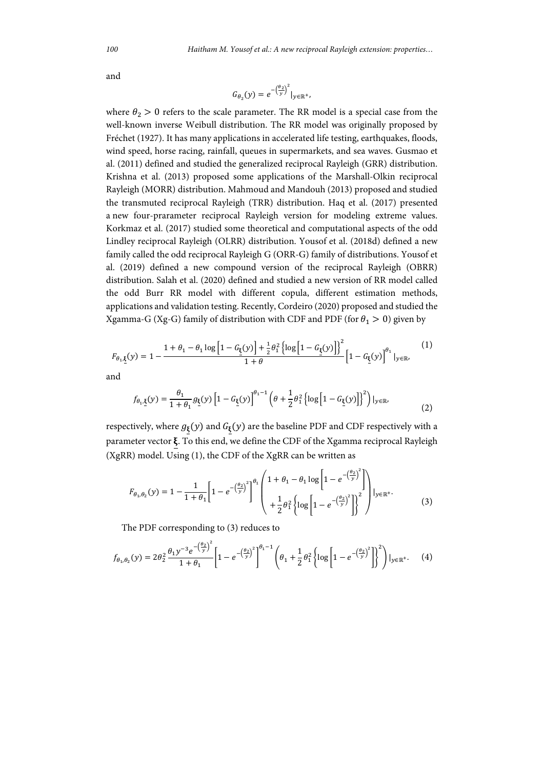and

$$G_{\theta_2}(y) = e^{-\left(\frac{\theta_2}{y}\right)^2}|_{y\in\mathbb{R}^+},$$

where $\theta_2 > 0$ refers to the scale parameter. The RR model is a special case from the well-known inverse Weibull distribution. The RR model was originally proposed by Fréchet (1927). It has many applications in accelerated life testing, earthquakes, floods, wind speed, horse racing, rainfall, queues in supermarkets, and sea waves. Gusmao et al. (2011) defined and studied the generalized reciprocal Rayleigh (GRR) distribution. Krishna et al. (2013) proposed some applications of the Marshall-Olkin reciprocal Rayleigh (MORR) distribution. Mahmoud and Mandouh (2013) proposed and studied the transmuted reciprocal Rayleigh (TRR) distribution. Haq et al. (2017) presented a new four-prarameter reciprocal Rayleigh version for modeling extreme values. Korkmaz et al. (2017) studied some theoretical and computational aspects of the odd Lindley reciprocal Rayleigh (OLRR) distribution. Yousof et al. (2018d) defined a new family called the odd reciprocal Rayleigh G (ORR-G) family of distributions. Yousof et al. (2019) defined a new compound version of the reciprocal Rayleigh (OBRR) distribution. Salah et al. (2020) defined and studied a new version of RR model called the odd Burr RR model with different copula, different estimation methods, applications and validation testing. Recently, Cordeiro (2020) proposed and studied the Xgamma-G (Xg-G) family of distribution with CDF and PDF (for $\theta_1 > 0$) given by

$$F_{\theta_1,\underline{\xi}}(y) = 1 - \frac{1 + \theta_1 - \theta_1 \log\left[1 - G_{\underline{\xi}}(y)\right] + \frac{1}{2}\theta_1^2 \left\{\log\left[1 - G_{\underline{\xi}}(y)\right]\right\}^2}{1 + \theta}\left[1 - G_{\underline{\xi}}(y)\right]^{\theta_1}|_{y\in\mathbb{R}}, \tag{1}$$

and

$$f_{\theta_1,\underline{\xi}}(y) = \frac{\theta_1}{1 + \theta_1} g_{\underline{\xi}}(y)\left[1 - G_{\underline{\xi}}(y)\right]^{\theta_1 - 1}\left(\theta + \frac{1}{2}\theta_1^2\left\{\log\left[1 - G_{\underline{\xi}}(y)\right]\right\}^2\right)|_{y\in\mathbb{R}}, \tag{2}$$

respectively, where $g_{\underline{\xi}}(y)$ and $G_{\underline{\xi}}(y)$ are the baseline PDF and CDF respectively with a parameter vector $\underline{\boldsymbol{\xi}}$. To this end, we define the CDF of the Xgamma reciprocal Rayleigh (XgRR) model. Using (1), the CDF of the XgRR can be written as

$$F_{\theta_1,\theta_2}(y) = 1 - \frac{1}{1 + \theta_1}\left[1 - e^{-\left(\frac{\theta_2}{y}\right)^2}\right]^{\theta_1}\left(\begin{array}{c} 1 + \theta_1 - \theta_1 \log\left[1 - e^{-\left(\frac{\theta_2}{y}\right)^2}\right] \\ + \frac{1}{2}\theta_1^2\left\{\log\left[1 - e^{-\left(\frac{\theta_2}{y}\right)^2}\right]\right\}^2 \end{array}\right)|_{y\in\mathbb{R}^+}. \tag{3}$$

The PDF corresponding to (3) reduces to

$$f_{\theta_1,\theta_2}(y) = 2\theta_2^2 \frac{\theta_1 y^{-3} e^{-\left(\frac{\theta_2}{y}\right)^2}}{1 + \theta_1}\left[1 - e^{-\left(\frac{\theta_2}{y}\right)^2}\right]^{\theta_1 - 1}\left(\theta_1 + \frac{1}{2}\theta_1^2\left\{\log\left[1 - e^{-\left(\frac{\theta_2}{y}\right)^2}\right]\right\}^2\right)|_{y\in\mathbb{R}^+}. \tag{4}$$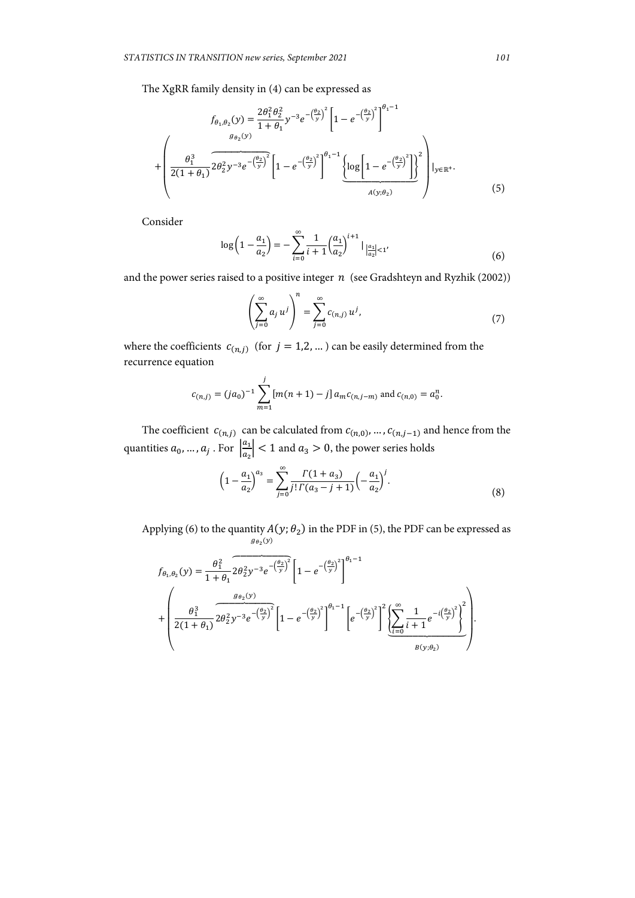The XgRR family density in (4) can be expressed as

$$f_{\theta_1,\theta_2}(y) = \frac{2\theta_1^2\theta_2^2}{1+\theta_1} y^{-3} e^{-\left(\frac{\theta_2}{y}\right)^2} \left[1 - e^{-\left(\frac{\theta_2}{y}\right)^2}\right]^{\theta_1 - 1}$$

$$+ \left( \frac{\theta_1^3}{2(1+\theta_1)} \overbrace{2\theta_2^2 y^{-3} e^{-\left(\frac{\theta_2}{y}\right)^2}}^{g_{\theta_2}(y)} \left[1 - e^{-\left(\frac{\theta_2}{y}\right)^2}\right]^{\theta_1 - 1} \underbrace{\left\{\log\left[1 - e^{-\left(\frac{\theta_2}{y}\right)^2}\right]\right\}^2}_{A(y;\theta_2)} \right) |_{y \in \mathbb{R}^+}. \tag{5}$$

Consider

$$\log\left(1 - \frac{a_1}{a_2}\right) = -\sum_{i=0}^{\infty} \frac{1}{i+1} \left(\frac{a_1}{a_2}\right)^{i+1} |_{\left|\frac{a_1}{a_2}\right| < 1}, \tag{6}$$

and the power series raised to a positive integer $n$ (see Gradshteyn and Ryzhik (2002))

$$\left(\sum_{j=0}^{\infty} a_j u^j\right)^n = \sum_{j=0}^{\infty} c_{(n,j)} u^j, \tag{7}$$

where the coefficients $c_{(n,j)}$ (for $j = 1,2, \ldots$) can be easily determined from the recurrence equation

$$c_{(n,j)} = (j a_0)^{-1} \sum_{m=1}^{j} [m(n+1) - j] \, a_m c_{(n,j-m)} \text{ and } c_{(n,0)} = a_0^n.$$

The coefficient $c_{(n,j)}$ can be calculated from $c_{(n,0)}, \ldots, c_{(n,j-1)}$ and hence from the quantities $a_0, \ldots, a_j$. For $\left|\frac{a_1}{a_2}\right| < 1$ and $a_3 > 0$, the power series holds

$$\left(1 - \frac{a_1}{a_2}\right)^{a_3} = \sum_{j=0}^{\infty} \frac{\Gamma(1+a_3)}{j! \, \Gamma(a_3 - j + 1)} \left(-\frac{a_1}{a_2}\right)^j. \tag{8}$$

Applying (6) to the quantity $A(y;\theta_2)$ in the PDF in (5), the PDF can be expressed as

$$f_{\theta_1,\theta_2}(y) = \frac{\theta_1^2}{1+\theta_1} \overbrace{2\theta_2^2 y^{-3} e^{-\left(\frac{\theta_2}{y}\right)^2}}^{g_{\theta_2}(y)} \left[1 - e^{-\left(\frac{\theta_2}{y}\right)^2}\right]^{\theta_1 - 1}$$

$$+ \left( \frac{\theta_1^3}{2(1+\theta_1)} \overbrace{2\theta_2^2 y^{-3} e^{-\left(\frac{\theta_2}{y}\right)^2}}^{g_{\theta_2}(y)} \left[1 - e^{-\left(\frac{\theta_2}{y}\right)^2}\right]^{\theta_1 - 1} \left[e^{-\left(\frac{\theta_2}{y}\right)^2}\right]^2 \underbrace{\left\{\sum_{i=0}^{\infty} \frac{1}{i+1} e^{-i\left(\frac{\theta_2}{y}\right)^2}\right\}^2}_{B(y;\theta_2)} \right).$$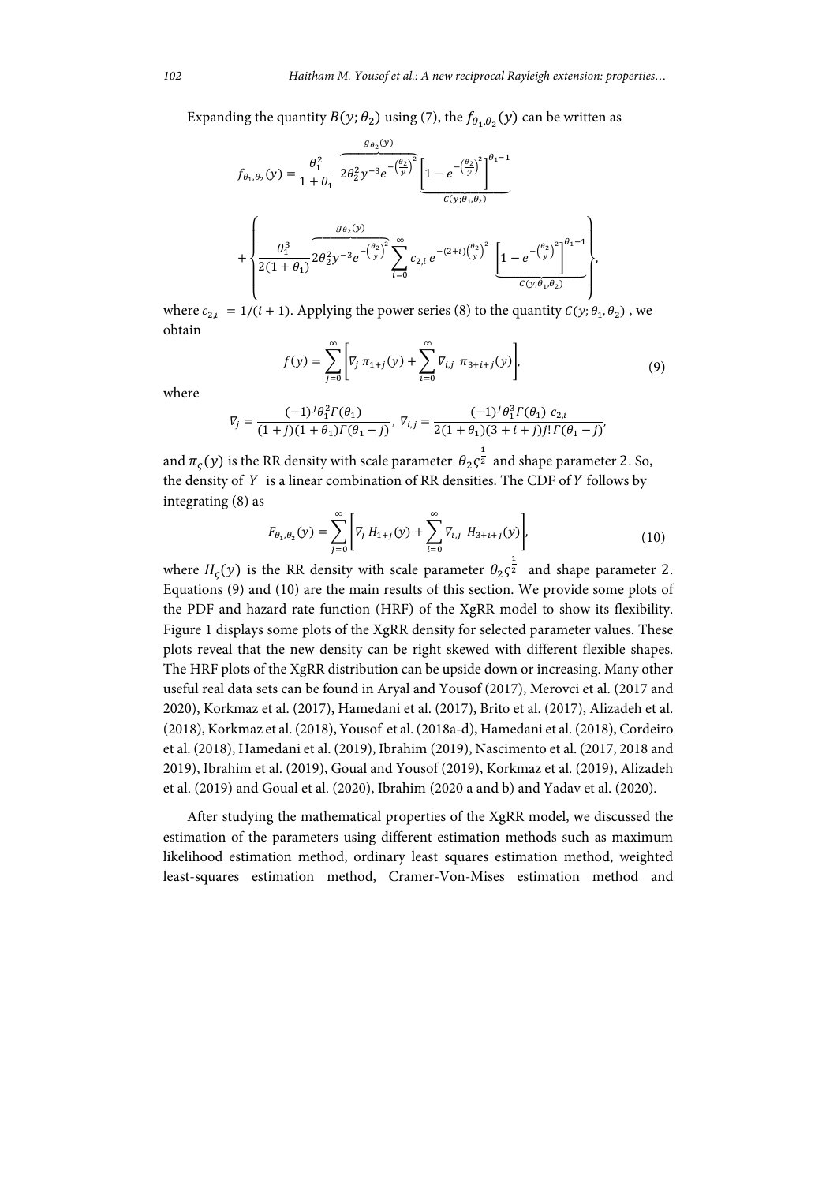Expanding the quantity $B(y;\theta_2)$ using (7), the $f_{\theta_1,\theta_2}(y)$ can be written as

$$f_{\theta_1,\theta_2}(y) = \frac{\theta_1^2}{1+\theta_1} \overbrace{2\theta_2^2 y^{-3} e^{-\left(\frac{\theta_2}{y}\right)^2}}^{g_{\theta_2}(y)} \underbrace{\left[1 - e^{-\left(\frac{\theta_2}{y}\right)^2}\right]^{\theta_1 - 1}}_{C(y;\theta_1,\theta_2)}$$

$$+ \left\{ \frac{\theta_1^3}{2(1+\theta_1)} \overbrace{2\theta_2^2 y^{-3} e^{-\left(\frac{\theta_2}{y}\right)^2}}^{g_{\theta_2}(y)} \sum_{i=0}^{\infty} c_{2,i}\, e^{-(2+i)\left(\frac{\theta_2}{y}\right)^2} \underbrace{\left[1 - e^{-\left(\frac{\theta_2}{y}\right)^2}\right]^{\theta_1 - 1}}_{C(y;\theta_1,\theta_2)} \right\},$$

where $c_{2,i} = 1/(i+1)$. Applying the power series (8) to the quantity $C(y;\theta_1,\theta_2)$ , we obtain

$$f(y) = \sum_{j=0}^{\infty} \left[ \nabla_j\, \pi_{1+j}(y) + \sum_{i=0}^{\infty} \nabla_{i,j}\, \pi_{3+i+j}(y) \right], \tag{9}$$

where

$$\nabla_j = \frac{(-1)^j \theta_1^2 \Gamma(\theta_1)}{(1+j)(1+\theta_1)\Gamma(\theta_1 - j)},\ \nabla_{i,j} = \frac{(-1)^j \theta_1^3 \Gamma(\theta_1)\ c_{2,i}}{2(1+\theta_1)(3+i+j)j!\,\Gamma(\theta_1 - j)},$$

and $\pi_{\varsigma}(y)$ is the RR density with scale parameter $\theta_2 \varsigma^{\frac{1}{2}}$ and shape parameter 2. So, the density of $Y$ is a linear combination of RR densities. The CDF of $Y$ follows by integrating (8) as

$$F_{\theta_1,\theta_2}(y) = \sum_{j=0}^{\infty} \left[ \nabla_j\, H_{1+j}(y) + \sum_{i=0}^{\infty} \nabla_{i,j}\ H_{3+i+j}(y) \right], \tag{10}$$

where $H_{\varsigma}(y)$ is the RR density with scale parameter $\theta_2 \varsigma^{\frac{1}{2}}$ and shape parameter 2. Equations (9) and (10) are the main results of this section. We provide some plots of the PDF and hazard rate function (HRF) of the XgRR model to show its flexibility. Figure 1 displays some plots of the XgRR density for selected parameter values. These plots reveal that the new density can be right skewed with different flexible shapes. The HRF plots of the XgRR distribution can be upside down or increasing. Many other useful real data sets can be found in Aryal and Yousof (2017), Merovci et al. (2017 and 2020), Korkmaz et al. (2017), Hamedani et al. (2017), Brito et al. (2017), Alizadeh et al. (2018), Korkmaz et al. (2018), Yousof et al. (2018a-d), Hamedani et al. (2018), Cordeiro et al. (2018), Hamedani et al. (2019), Ibrahim (2019), Nascimento et al. (2017, 2018 and 2019), Ibrahim et al. (2019), Goual and Yousof (2019), Korkmaz et al. (2019), Alizadeh et al. (2019) and Goual et al. (2020), Ibrahim (2020 a and b) and Yadav et al. (2020).

After studying the mathematical properties of the XgRR model, we discussed the estimation of the parameters using different estimation methods such as maximum likelihood estimation method, ordinary least squares estimation method, weighted least-squares estimation method, Cramer-Von-Mises estimation method and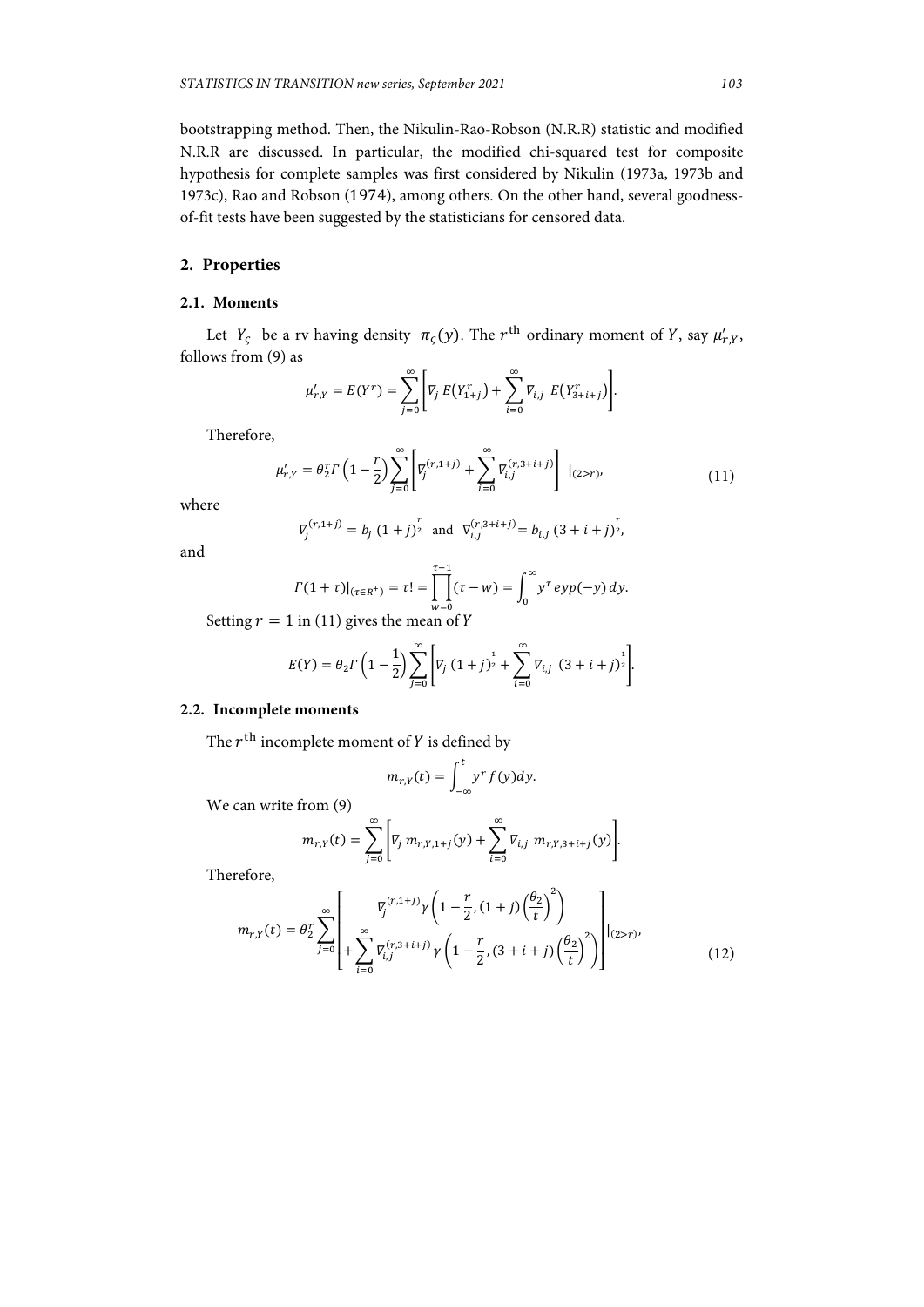bootstrapping method. Then, the Nikulin-Rao-Robson (N.R.R) statistic and modified N.R.R are discussed. In particular, the modified chi-squared test for composite hypothesis for complete samples was first considered by Nikulin (1973a, 1973b and 1973c), Rao and Robson (1974), among others. On the other hand, several goodness-of-fit tests have been suggested by the statisticians for censored data.

## 2. Properties

### 2.1. Moments

Let $Y_{\varsigma}$ be a rv having density $\pi_{\varsigma}(y)$. The $r^{\text{th}}$ ordinary moment of $Y$, say $\mu'_{r,Y}$, follows from (9) as

$$\mu'_{r,Y} = E(Y^r) = \sum_{j=0}^{\infty}\left[\nabla_j\, E\left(Y_{1+j}^r\right) + \sum_{i=0}^{\infty}\nabla_{i,j}\; E\left(Y_{3+i+j}^r\right)\right].$$

Therefore,

$$\mu'_{r,Y} = \theta_2^r \Gamma\left(1-\frac{r}{2}\right)\sum_{j=0}^{\infty}\left[\nabla_j^{(r,1+j)} + \sum_{i=0}^{\infty}\nabla_{i,j}^{(r,3+i+j)}\right]\,|_{(2>r)}, \tag{11}$$

where

$$\nabla_j^{(r,1+j)} = b_j\;(1+j)^{\frac{r}{2}} \;\;\text{and}\;\; \nabla_{i,j}^{(r,3+i+j)} = b_{i,j}\;(3+i+j)^{\frac{r}{2}},$$

and

$$\Gamma(1+\tau)|_{(\tau\in R^+)} = \tau! = \prod_{w=0}^{\tau-1}(\tau - w) = \int_0^{\infty} y^{\tau}\, eyp(-y)\, dy.$$

Setting $r = 1$ in (11) gives the mean of $Y$

$$E(Y) = \theta_2 \Gamma\left(1-\frac{1}{2}\right)\sum_{j=0}^{\infty}\left[\nabla_j\;(1+j)^{\frac{1}{2}} + \sum_{i=0}^{\infty}\nabla_{i,j}\;\;(3+i+j)^{\frac{1}{2}}\right].$$

### 2.2. Incomplete moments

The $r^{\text{th}}$ incomplete moment of $Y$ is defined by

$$m_{r,Y}(t) = \int_{-\infty}^{t} y^r\, f(y) dy.$$

We can write from (9)

$$m_{r,Y}(t) = \sum_{j=0}^{\infty}\left[\nabla_j\; m_{r,Y,1+j}(y) + \sum_{i=0}^{\infty}\nabla_{i,j}\;\; m_{r,Y,3+i+j}(y)\right].$$

Therefore,

$$m_{r,Y}(t) = \theta_2^r \sum_{j=0}^{\infty}\left[\begin{array}{c}\nabla_j^{(r,1+j)}\,\gamma\left(1-\frac{r}{2},(1+j)\left(\frac{\theta_2}{t}\right)^2\right)\\ +\sum_{i=0}^{\infty}\nabla_{i,j}^{(r,3+i+j)}\,\gamma\left(1-\frac{r}{2},(3+i+j)\left(\frac{\theta_2}{t}\right)^2\right)\end{array}\right]|_{(2>r)}, \tag{12}$$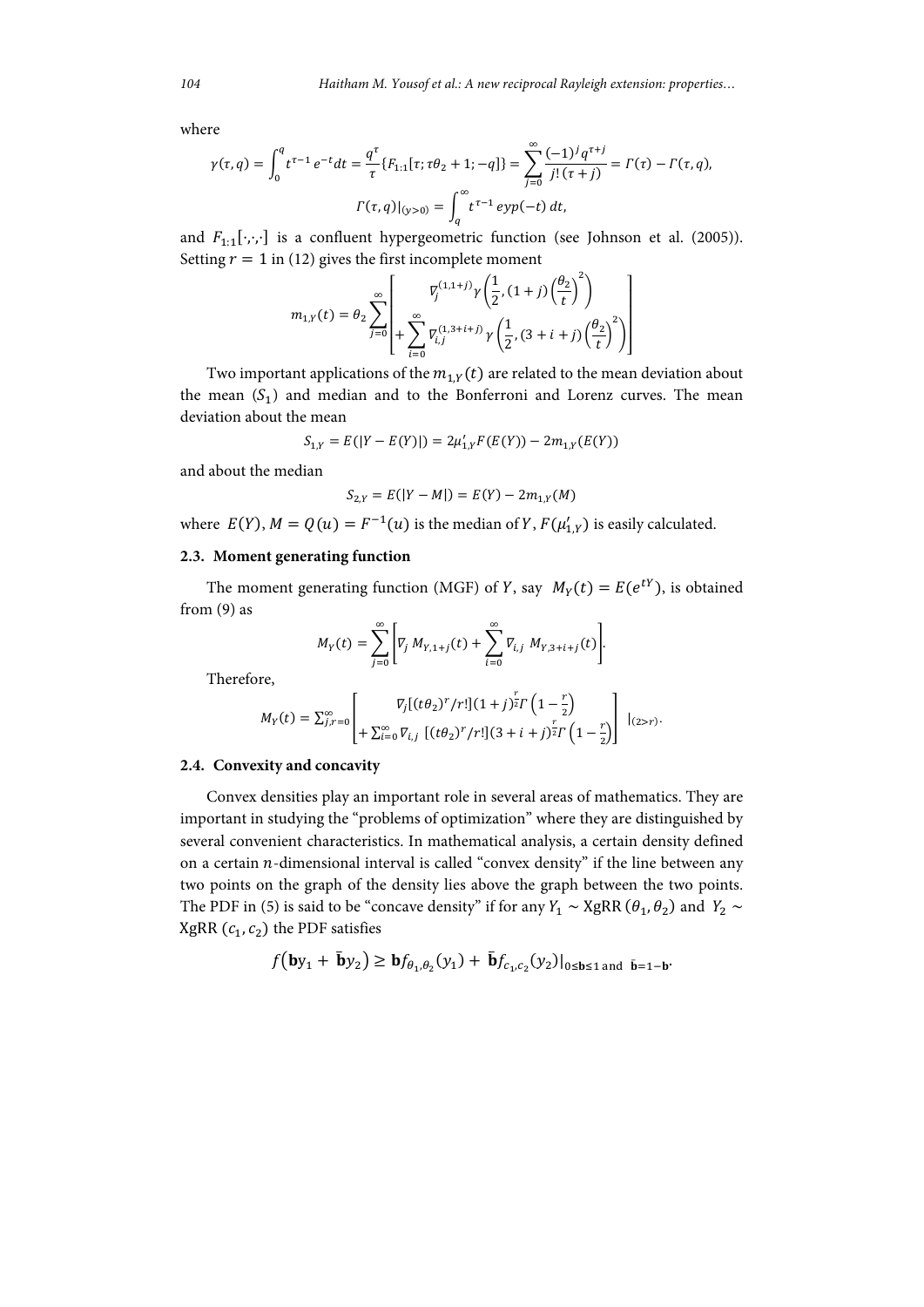where

$$\gamma(\tau,q)=\int_0^q t^{\tau-1}\,e^{-t}dt=\frac{q^{\tau}}{\tau}\{F_{1:1}[\tau;\tau\theta_2+1;-q]\}=\sum_{j=0}^{\infty}\frac{(-1)^j q^{\tau+j}}{j!\,(\tau+j)}=\Gamma(\tau)-\Gamma(\tau,q),$$

$$\Gamma(\tau,q)|_{(y>0)}=\int_q^{\infty}t^{\tau-1}\,eyp(-t)\,dt,$$

and $F_{1:1}[\cdot,\cdot,\cdot]$ is a confluent hypergeometric function (see Johnson et al. (2005)). Setting $r=1$ in (12) gives the first incomplete moment

$$m_{1,Y}(t)=\theta_2\sum_{j=0}^{\infty}\left[\begin{array}{c}\nabla_j^{(1,1+j)}\gamma\left(\frac{1}{2},(1+j)\left(\frac{\theta_2}{t}\right)^2\right)\\+\sum_{i=0}^{\infty}\nabla_{i,j}^{(1,3+i+j)}\gamma\left(\frac{1}{2},(3+i+j)\left(\frac{\theta_2}{t}\right)^2\right)\end{array}\right]$$

Two important applications of the $m_{1,Y}(t)$ are related to the mean deviation about the mean $(S_1)$ and median and to the Bonferroni and Lorenz curves. The mean deviation about the mean

$$S_{1,Y}=E(|Y-E(Y)|)=2\mu'_{1,Y}F(E(Y))-2m_{1,Y}(E(Y))$$

and about the median

$$S_{2,Y}=E(|Y-M|)=E(Y)-2m_{1,Y}(M)$$

where $E(Y), M=Q(u)=F^{-1}(u)$ is the median of $Y$, $F(\mu'_{1,Y})$ is easily calculated.

### 2.3. Moment generating function

The moment generating function (MGF) of $Y$, say $M_Y(t)=E(e^{tY})$, is obtained from (9) as

$$M_Y(t)=\sum_{j=0}^{\infty}\left[\nabla_j\,M_{Y,1+j}(t)+\sum_{i=0}^{\infty}\nabla_{i,j}\,M_{Y,3+i+j}(t)\right].$$

Therefore,

$$M_Y(t)=\sum_{j,r=0}^{\infty}\left[\begin{array}{c}\nabla_j[(t\theta_2)^r/r!](1+j)^{\frac{r}{2}}\Gamma\left(1-\frac{r}{2}\right)\\+\sum_{i=0}^{\infty}\nabla_{i,j}\,[(t\theta_2)^r/r!](3+i+j)^{\frac{r}{2}}\Gamma\left(1-\frac{r}{2}\right)\end{array}\right]\,|_{(2>r)}.$$

### 2.4. Convexity and concavity

Convex densities play an important role in several areas of mathematics. They are important in studying the "problems of optimization" where they are distinguished by several convenient characteristics. In mathematical analysis, a certain density defined on a certain $n$-dimensional interval is called "convex density" if the line between any two points on the graph of the density lies above the graph between the two points. The PDF in (5) is said to be "concave density" if for any $Y_1\sim$ XgRR $(\theta_1,\theta_2)$ and $Y_2\sim$ XgRR $(c_1,c_2)$ the PDF satisfies

$$f(\mathbf{b}y_1+\bar{\mathbf{b}}y_2)\geq\mathbf{b}f_{\theta_1,\theta_2}(y_1)+\bar{\mathbf{b}}f_{c_1,c_2}(y_2)|_{0\leq\mathbf{b}\leq1\text{ and }\bar{\mathbf{b}}=1-\mathbf{b}}.$$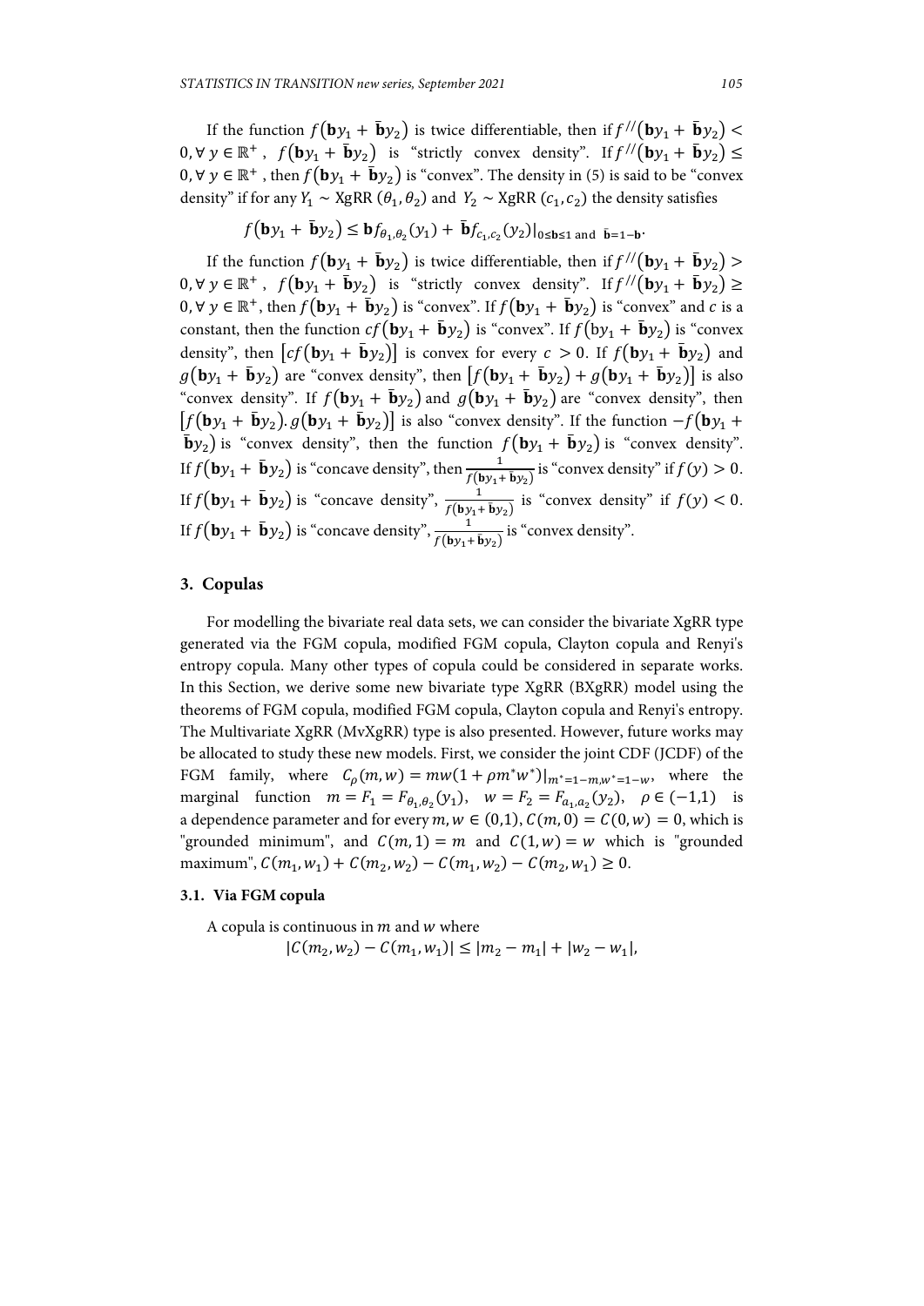If the function $f(\mathbf{b}y_1 + \bar{\mathbf{b}}y_2)$ is twice differentiable, then if $f^{//}(\mathbf{b}y_1 + \bar{\mathbf{b}}y_2) < 0, \forall\, y \in \mathbb{R}^+$, $f(\mathbf{b}y_1 + \bar{\mathbf{b}}y_2)$ is "strictly convex density". If $f^{//}(\mathbf{b}y_1 + \bar{\mathbf{b}}y_2) \leq 0, \forall\, y \in \mathbb{R}^+$, then $f(\mathbf{b}y_1 + \bar{\mathbf{b}}y_2)$ is "convex". The density in (5) is said to be "convex density" if for any $Y_1 \sim$ XgRR $(\theta_1, \theta_2)$ and $Y_2 \sim$ XgRR $(c_1, c_2)$ the density satisfies

$$f(\mathbf{b}y_1 + \bar{\mathbf{b}}y_2) \leq \mathbf{b}f_{\theta_1,\theta_2}(y_1) + \bar{\mathbf{b}}f_{c_1,c_2}(y_2)|_{0\leq \mathbf{b}\leq 1 \text{ and } \bar{\mathbf{b}}=1-\mathbf{b}}.$$

If the function $f(\mathbf{b}y_1 + \bar{\mathbf{b}}y_2)$ is twice differentiable, then if $f^{//}(\mathbf{b}y_1 + \bar{\mathbf{b}}y_2) > 0, \forall\, y \in \mathbb{R}^+$, $f(\mathbf{b}y_1 + \bar{\mathbf{b}}y_2)$ is "strictly convex density". If $f^{//}(\mathbf{b}y_1 + \bar{\mathbf{b}}y_2) \geq 0, \forall\, y \in \mathbb{R}^+$, then $f(\mathbf{b}y_1 + \bar{\mathbf{b}}y_2)$ is "convex". If $f(\mathbf{b}y_1 + \bar{\mathbf{b}}y_2)$ is "convex" and $c$ is a constant, then the function $cf(\mathbf{b}y_1 + \bar{\mathbf{b}}y_2)$ is "convex". If $f(\mathrm{b}y_1 + \bar{\mathbf{b}}y_2)$ is "convex density", then $[cf(\mathbf{b}y_1 + \bar{\mathbf{b}}y_2)]$ is convex for every $c > 0$. If $f(\mathbf{b}y_1 + \bar{\mathbf{b}}y_2)$ and $g(\mathbf{b}y_1 + \bar{\mathbf{b}}y_2)$ are "convex density", then $[f(\mathbf{b}y_1 + \bar{\mathbf{b}}y_2) + g(\mathbf{b}y_1 + \bar{\mathbf{b}}y_2)]$ is also "convex density". If $f(\mathbf{b}y_1 + \bar{\mathbf{b}}y_2)$ and $g(\mathbf{b}y_1 + \bar{\mathbf{b}}y_2)$ are "convex density", then $[f(\mathbf{b}y_1 + \bar{\mathbf{b}}y_2).\, g(\mathbf{b}y_1 + \bar{\mathbf{b}}y_2)]$ is also "convex density". If the function $-f(\mathbf{b}y_1 + \bar{\mathbf{b}}y_2)$ is "convex density", then the function $f(\mathbf{b}y_1 + \bar{\mathbf{b}}y_2)$ is "convex density". If $f(\mathbf{b}y_1 + \bar{\mathbf{b}}y_2)$ is "concave density", then $\frac{1}{f(\mathbf{b}y_1 + \bar{\mathbf{b}}y_2)}$ is "convex density" if $f(y) > 0$. If $f(\mathbf{b}y_1 + \bar{\mathbf{b}}y_2)$ is "concave density", $\frac{1}{f(\mathbf{b}y_1 + \bar{\mathbf{b}}y_2)}$ is "convex density" if $f(y) < 0$. If $f(\mathbf{b}y_1 + \bar{\mathbf{b}}y_2)$ is "concave density", $\frac{1}{f(\mathbf{b}y_1 + \bar{\mathbf{b}}y_2)}$ is "convex density".

## 3. Copulas

For modelling the bivariate real data sets, we can consider the bivariate XgRR type generated via the FGM copula, modified FGM copula, Clayton copula and Renyi's entropy copula. Many other types of copula could be considered in separate works. In this Section, we derive some new bivariate type XgRR (BXgRR) model using the theorems of FGM copula, modified FGM copula, Clayton copula and Renyi's entropy. The Multivariate XgRR (MvXgRR) type is also presented. However, future works may be allocated to study these new models. First, we consider the joint CDF (JCDF) of the FGM family, where $C_\rho(m, w) = mw(1 + \rho m^* w^*)|_{m^*=1-m, w^*=1-w}$, where the marginal function $m = F_1 = F_{\theta_1,\theta_2}(y_1)$, $w = F_2 = F_{a_1,a_2}(y_2)$, $\rho \in (-1,1)$ is a dependence parameter and for every $m, w \in (0,1)$, $C(m, 0) = C(0, w) = 0$, which is "grounded minimum", and $C(m, 1) = m$ and $C(1, w) = w$ which is "grounded maximum", $C(m_1, w_1) + C(m_2, w_2) - C(m_1, w_2) - C(m_2, w_1) \geq 0$.

### 3.1. Via FGM copula

A copula is continuous in $m$ and $w$ where

$$|C(m_2, w_2) - C(m_1, w_1)| \leq |m_2 - m_1| + |w_2 - w_1|,$$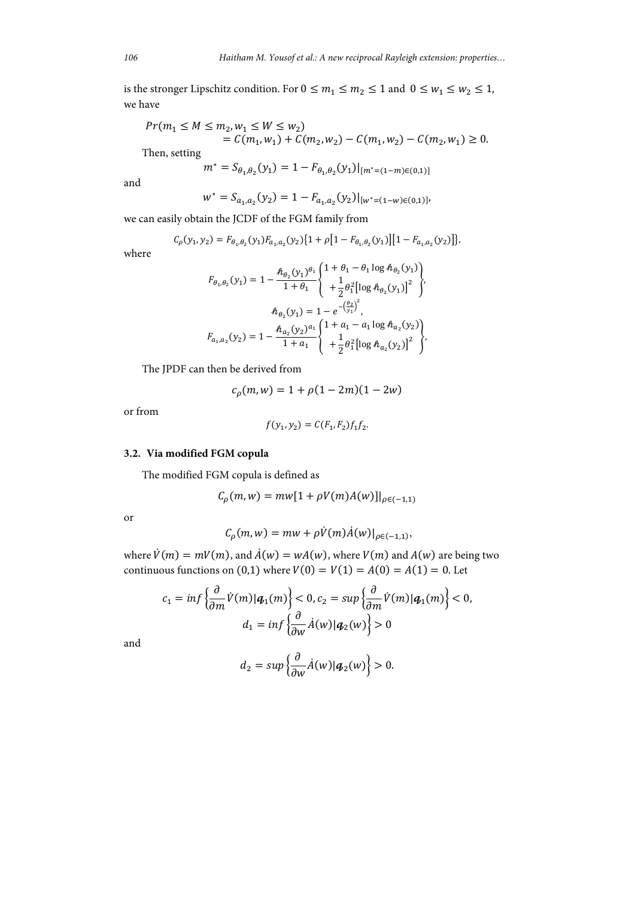is the stronger Lipschitz condition. For $0 \le m_1 \le m_2 \le 1$ and $0 \le w_1 \le w_2 \le 1$, we have

$$Pr(m_1 \le M \le m_2, w_1 \le W \le w_2)$$
$$= C(m_1, w_1) + C(m_2, w_2) - C(m_1, w_2) - C(m_2, w_1) \ge 0.$$

Then, setting

$$m^* = S_{\theta_1,\theta_2}(y_1) = 1 - F_{\theta_1,\theta_2}(y_1)|_{[m^*=(1-m)\in(0,1)]}$$

and

$$w^* = S_{a_1,a_2}(y_2) = 1 - F_{a_1,a_2}(y_2)|_{[w^*=(1-w)\in(0,1)]},$$

we can easily obtain the JCDF of the FGM family from

$$C_\rho(y_1, y_2) = F_{\theta_1,\theta_2}(y_1)F_{a_1,a_2}(y_2)\{1 + \rho[1 - F_{\theta_1,\theta_2}(y_1)][1 - F_{a_1,a_2}(y_2)]\},$$

where

$$F_{\theta_1,\theta_2}(y_1) = 1 - \frac{\hbar_{\theta_2}(y_1)^{\theta_1}}{1+\theta_1}\begin{Bmatrix} 1 + \theta_1 - \theta_1 \log \hbar_{\theta_2}(y_1) \\ + \frac{1}{2}\theta_1^2[\log \hbar_{\theta_2}(y_1)]^2 \end{Bmatrix},$$

$$\hbar_{\theta_2}(y_1) = 1 - e^{-\left(\frac{\theta_2}{y_1}\right)^2},$$

$$F_{a_1,a_2}(y_2) = 1 - \frac{\hbar_{a_2}(y_2)^{a_1}}{1+a_1}\begin{Bmatrix} 1 + a_1 - a_1 \log \hbar_{a_2}(y_2) \\ + \frac{1}{2}\theta_1^2[\log \hbar_{a_2}(y_2)]^2 \end{Bmatrix},$$

The JPDF can then be derived from

$$c_\rho(m, w) = 1 + \rho(1 - 2m)(1 - 2w)$$

or from

$$f(y_1, y_2) = C(F_1, F_2)f_1f_2.$$

### 3.2. Via modified FGM copula

The modified FGM copula is defined as

$$C_\rho(m, w) = mw[1 + \rho V(m)A(w)]|_{\rho\in(-1,1)}$$

or

$$C_\rho(m, w) = mw + \rho\dot{V}(m)\dot{A}(w)|_{\rho\in(-1,1)},$$

where $\dot{V}(m) = mV(m)$, and $\dot{A}(w) = wA(w)$, where $V(m)$ and $A(w)$ are being two continuous functions on $(0,1)$ where $V(0) = V(1) = A(0) = A(1) = 0$. Let

$$c_1 = inf\left\{\frac{\partial}{\partial m}\dot{V}(m)|\mathbf{q}_1(m)\right\} < 0, c_2 = sup\left\{\frac{\partial}{\partial m}\dot{V}(m)|\mathbf{q}_1(m)\right\} < 0,$$

$$d_1 = inf\left\{\frac{\partial}{\partial w}\dot{A}(w)|\mathbf{q}_2(w)\right\} > 0$$

and

$$d_2 = sup\left\{\frac{\partial}{\partial w}\dot{A}(w)|\mathbf{q}_2(w)\right\} > 0.$$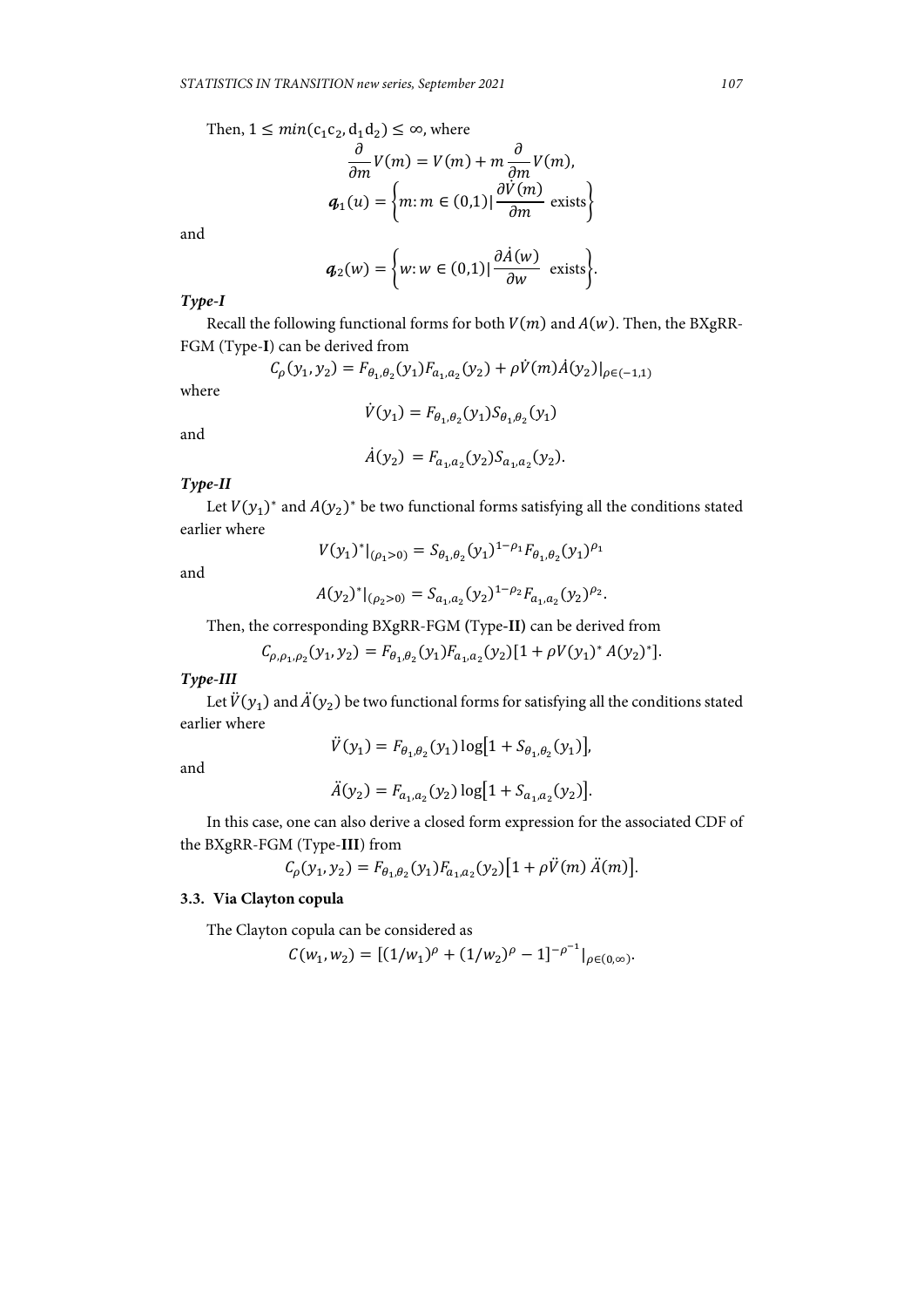Then, $1 \leq min(c_1 c_2, d_1 d_2) \leq \infty$, where

$$\frac{\partial}{\partial m} V(m) = V(m) + m \frac{\partial}{\partial m} V(m),$$

$$\boldsymbol{q}_1(u) = \left\{ m: m \in (0,1) | \frac{\partial \dot{V}(m)}{\partial m} \text{ exists} \right\}$$

and

$$\boldsymbol{q}_2(w) = \left\{ w: w \in (0,1) | \frac{\partial \dot{A}(w)}{\partial w} \text{ exists} \right\}.$$

***Type-I***

Recall the following functional forms for both $V(m)$ and $A(w)$. Then, the BXgRR-FGM (Type-**I**) can be derived from

$$C_\rho(y_1, y_2) = F_{\theta_1,\theta_2}(y_1) F_{a_1,a_2}(y_2) + \rho \dot{V}(m) \dot{A}(y_2)|_{\rho \in (-1,1)}$$

where

$$\dot{V}(y_1) = F_{\theta_1,\theta_2}(y_1) S_{\theta_1,\theta_2}(y_1)$$

and

$$\dot{A}(y_2) = F_{a_1,a_2}(y_2) S_{a_1,a_2}(y_2).$$

***Type-II***

Let $V(y_1)^*$ and $A(y_2)^*$ be two functional forms satisfying all the conditions stated earlier where

$$V(y_1)^*|_{(\rho_1 > 0)} = S_{\theta_1,\theta_2}(y_1)^{1-\rho_1} F_{\theta_1,\theta_2}(y_1)^{\rho_1}$$

and

$$A(y_2)^*|_{(\rho_2 > 0)} = S_{a_1,a_2}(y_2)^{1-\rho_2} F_{a_1,a_2}(y_2)^{\rho_2}.$$

Then, the corresponding BXgRR-FGM (Type-**II**) can be derived from

$$C_{\rho,\rho_1,\rho_2}(y_1, y_2) = F_{\theta_1,\theta_2}(y_1) F_{a_1,a_2}(y_2)[1 + \rho V(y_1)^* A(y_2)^*].$$

***Type-III***

Let $\ddot{V}(y_1)$ and $\ddot{A}(y_2)$ be two functional forms for satisfying all the conditions stated earlier where

$$\ddot{V}(y_1) = F_{\theta_1,\theta_2}(y_1) \log[1 + S_{\theta_1,\theta_2}(y_1)],$$

and

$$\ddot{A}(y_2) = F_{a_1,a_2}(y_2) \log[1 + S_{a_1,a_2}(y_2)].$$

In this case, one can also derive a closed form expression for the associated CDF of the BXgRR-FGM (Type-**III**) from

$$C_\rho(y_1, y_2) = F_{\theta_1,\theta_2}(y_1) F_{a_1,a_2}(y_2)[1 + \rho \ddot{V}(m) \ddot{A}(m)].$$

### 3.3. Via Clayton copula

The Clayton copula can be considered as

$$C(w_1, w_2) = [(1/w_1)^\rho + (1/w_2)^\rho - 1]^{-\rho^{-1}}|_{\rho \in (0,\infty)}.$$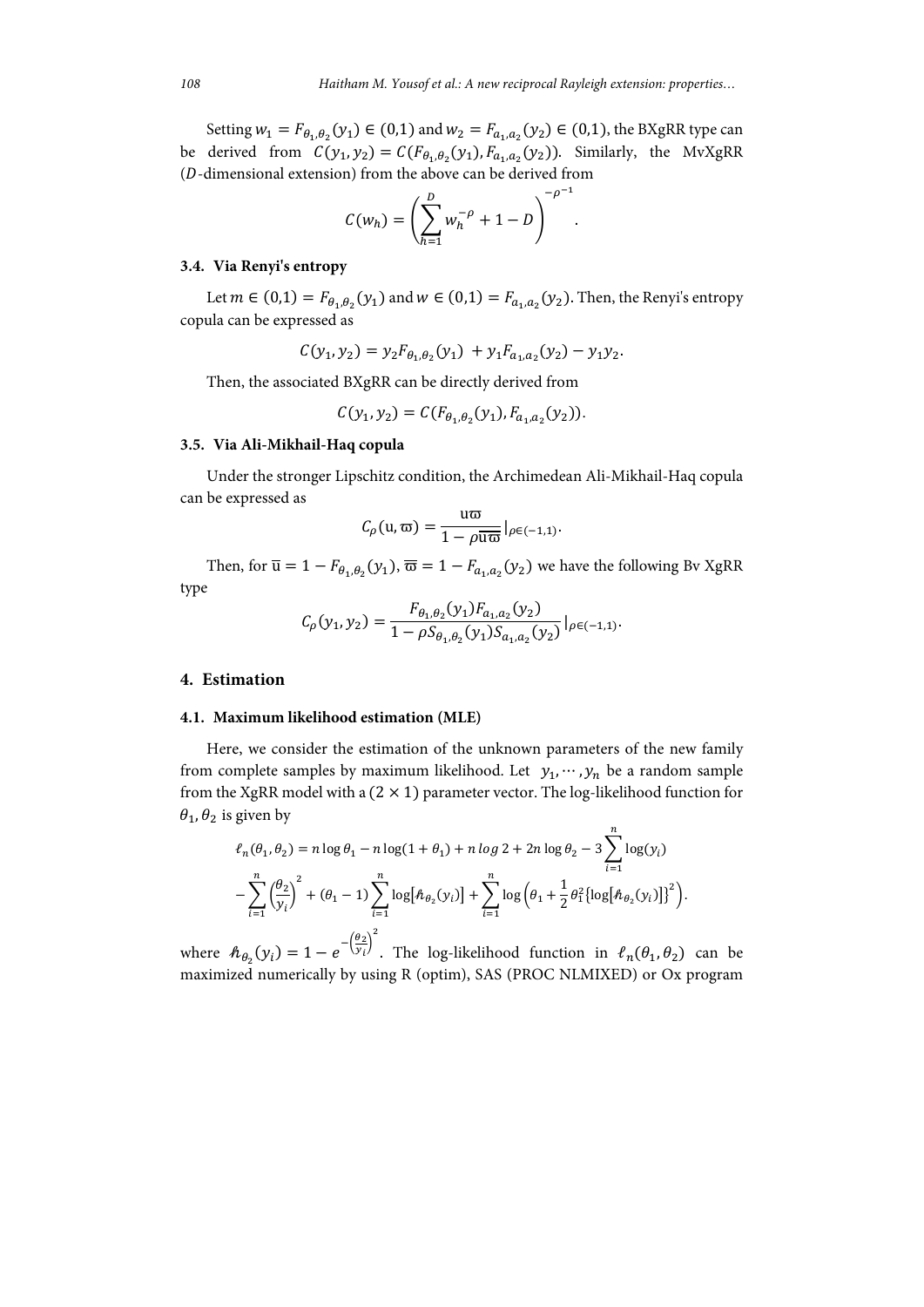Setting $w_1 = F_{\theta_1,\theta_2}(y_1) \in (0,1)$ and $w_2 = F_{a_1,a_2}(y_2) \in (0,1)$, the BXgRR type can be derived from $C(y_1, y_2) = C(F_{\theta_1,\theta_2}(y_1), F_{a_1,a_2}(y_2))$. Similarly, the MvXgRR ($D$-dimensional extension) from the above can be derived from

$$C(w_h) = \left( \sum_{h=1}^{D} w_h^{-\rho} + 1 - D \right)^{-\rho^{-1}}.$$

### 3.4. Via Renyi's entropy

Let $m \in (0,1) = F_{\theta_1,\theta_2}(y_1)$ and $w \in (0,1) = F_{a_1,a_2}(y_2)$. Then, the Renyi's entropy copula can be expressed as

$$C(y_1, y_2) = y_2 F_{\theta_1,\theta_2}(y_1) + y_1 F_{a_1,a_2}(y_2) - y_1 y_2.$$

Then, the associated BXgRR can be directly derived from

$$C(y_1, y_2) = C(F_{\theta_1,\theta_2}(y_1), F_{a_1,a_2}(y_2)).$$

### 3.5. Via Ali-Mikhail-Haq copula

Under the stronger Lipschitz condition, the Archimedean Ali-Mikhail-Haq copula can be expressed as

$$C_\rho(\mathrm{u}, \varpi) = \frac{\mathrm{u}\varpi}{1 - \rho \overline{\mathrm{u}}\overline{\varpi}}|_{\rho \in (-1,1)}.$$

Then, for $\overline{\mathrm{u}} = 1 - F_{\theta_1,\theta_2}(y_1)$, $\overline{\varpi} = 1 - F_{a_1,a_2}(y_2)$ we have the following Bv XgRR type

$$C_\rho(y_1, y_2) = \frac{F_{\theta_1,\theta_2}(y_1) F_{a_1,a_2}(y_2)}{1 - \rho S_{\theta_1,\theta_2}(y_1) S_{a_1,a_2}(y_2)}|_{\rho \in (-1,1)}.$$

## 4. Estimation

### 4.1. Maximum likelihood estimation (MLE)

Here, we consider the estimation of the unknown parameters of the new family from complete samples by maximum likelihood. Let $y_1, \cdots, y_n$ be a random sample from the XgRR model with a $(2 \times 1)$ parameter vector. The log-likelihood function for $\theta_1, \theta_2$ is given by

$$\ell_n(\theta_1, \theta_2) = n \log \theta_1 - n \log(1 + \theta_1) + n \log 2 + 2n \log \theta_2 - 3 \sum_{i=1}^{n} \log(y_i)$$
$$- \sum_{i=1}^{n} \left( \frac{\theta_2}{y_i} \right)^2 + (\theta_1 - 1) \sum_{i=1}^{n} \log[\hbar_{\theta_2}(y_i)] + \sum_{i=1}^{n} \log\left( \theta_1 + \frac{1}{2} \theta_1^2 \{\log[\hbar_{\theta_2}(y_i)]\}^2 \right).$$

where $\hbar_{\theta_2}(y_i) = 1 - e^{-\left(\frac{\theta_2}{y_i}\right)^2}$. The log-likelihood function in $\ell_n(\theta_1, \theta_2)$ can be maximized numerically by using R (optim), SAS (PROC NLMIXED) or Ox program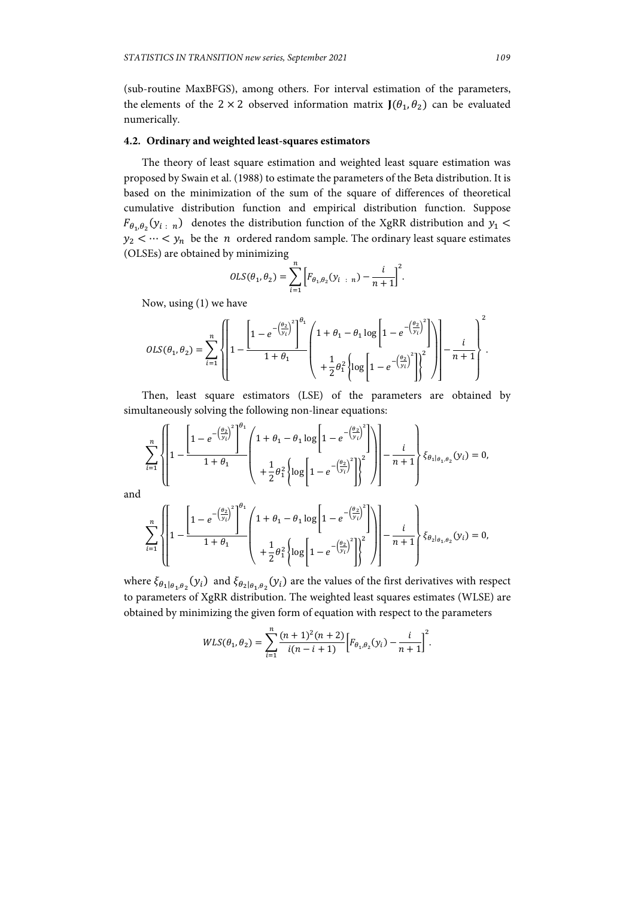(sub-routine MaxBFGS), among others. For interval estimation of the parameters, the elements of the $2 \times 2$ observed information matrix $\mathbf{J}(\theta_1, \theta_2)$ can be evaluated numerically.

### 4.2. Ordinary and weighted least-squares estimators

The theory of least square estimation and weighted least square estimation was proposed by Swain et al. (1988) to estimate the parameters of the Beta distribution. It is based on the minimization of the sum of the square of differences of theoretical cumulative distribution function and empirical distribution function. Suppose $F_{\theta_1,\theta_2}(y_{i\,:\,n})$ denotes the distribution function of the XgRR distribution and $y_1 < y_2 < \cdots < y_n$ be the $n$ ordered random sample. The ordinary least square estimates (OLSEs) are obtained by minimizing

$$OLS(\theta_1, \theta_2) = \sum_{i=1}^{n} \left[ F_{\theta_1,\theta_2}(y_{i\,:\,n}) - \frac{i}{n+1} \right]^2 .$$

Now, using (1) we have

$$OLS(\theta_1, \theta_2) = \sum_{i=1}^{n} \left\{ \left[ 1 - \frac{\left[1 - e^{-\left(\frac{\theta_2}{y_i}\right)^2}\right]^{\theta_1}}{1+\theta_1} \begin{pmatrix} 1 + \theta_1 - \theta_1 \log\left[1 - e^{-\left(\frac{\theta_2}{y_i}\right)^2}\right] \\ + \frac{1}{2}\theta_1^2 \left\{ \log\left[1 - e^{-\left(\frac{\theta_2}{y_i}\right)^2}\right] \right\}^2 \end{pmatrix} \right] - \frac{i}{n+1} \right\}^2 .$$

Then, least square estimators (LSE) of the parameters are obtained by simultaneously solving the following non-linear equations:

$$\sum_{i=1}^{n} \left\{ \left[ 1 - \frac{\left[1 - e^{-\left(\frac{\theta_2}{y_i}\right)^2}\right]^{\theta_1}}{1+\theta_1} \begin{pmatrix} 1 + \theta_1 - \theta_1 \log\left[1 - e^{-\left(\frac{\theta_2}{y_i}\right)^2}\right] \\ + \frac{1}{2}\theta_1^2 \left\{ \log\left[1 - e^{-\left(\frac{\theta_2}{y_i}\right)^2}\right] \right\}^2 \end{pmatrix} \right] - \frac{i}{n+1} \right\} \xi_{\theta_1|\theta_1,\theta_2}(y_i) = 0,$$

and

$$\sum_{i=1}^{n} \left\{ \left[ 1 - \frac{\left[1 - e^{-\left(\frac{\theta_2}{y_i}\right)^2}\right]^{\theta_1}}{1+\theta_1} \begin{pmatrix} 1 + \theta_1 - \theta_1 \log\left[1 - e^{-\left(\frac{\theta_2}{y_i}\right)^2}\right] \\ + \frac{1}{2}\theta_1^2 \left\{ \log\left[1 - e^{-\left(\frac{\theta_2}{y_i}\right)^2}\right] \right\}^2 \end{pmatrix} \right] - \frac{i}{n+1} \right\} \xi_{\theta_2|\theta_1,\theta_2}(y_i) = 0,$$

where $\xi_{\theta_1|\theta_1,\theta_2}(y_i)$ and $\xi_{\theta_2|\theta_1,\theta_2}(y_i)$ are the values of the first derivatives with respect to parameters of XgRR distribution. The weighted least squares estimates (WLSE) are obtained by minimizing the given form of equation with respect to the parameters

$$WLS(\theta_1, \theta_2) = \sum_{i=1}^{n} \frac{(n+1)^2(n+2)}{i(n-i+1)} \left[ F_{\theta_1,\theta_2}(y_i) - \frac{i}{n+1} \right]^2 .$$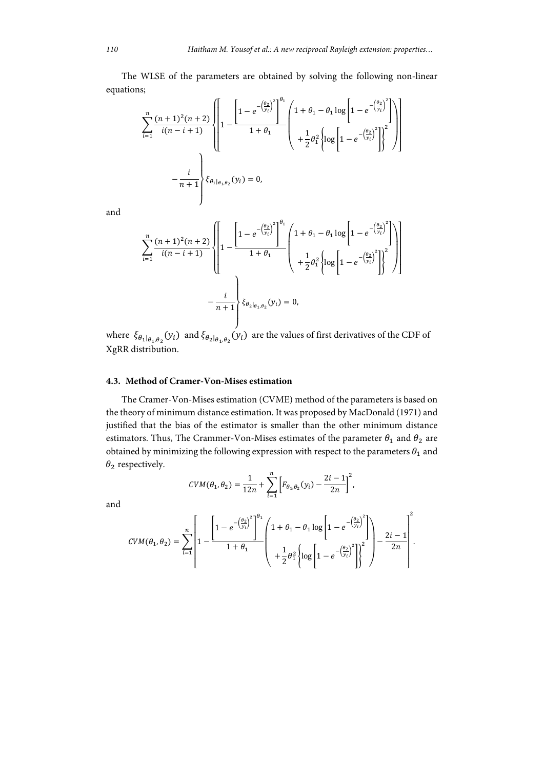The WLSE of the parameters are obtained by solving the following non-linear equations;

$$\sum_{i=1}^{n}\frac{(n+1)^2(n+2)}{i(n-i+1)}\left\{\left[1-\frac{\left[1-e^{-\left(\frac{\theta_2}{y_i}\right)^2}\right]^{\theta_1}}{1+\theta_1}\left(\begin{array}{c}1+\theta_1-\theta_1\log\left[1-e^{-\left(\frac{\theta_2}{y_i}\right)^2}\right]\\+\frac{1}{2}\theta_1^2\left\{\log\left[1-e^{-\left(\frac{\theta_2}{y_i}\right)^2}\right]\right\}^2\end{array}\right)\right]-\frac{i}{n+1}\right\}\xi_{\theta_1|\theta_1,\theta_2}(y_i)=0,$$

and

$$\sum_{i=1}^{n}\frac{(n+1)^2(n+2)}{i(n-i+1)}\left\{\left[1-\frac{\left[1-e^{-\left(\frac{\theta_2}{y_i}\right)^2}\right]^{\theta_1}}{1+\theta_1}\left(\begin{array}{c}1+\theta_1-\theta_1\log\left[1-e^{-\left(\frac{\theta_2}{y_i}\right)^2}\right]\\+\frac{1}{2}\theta_1^2\left\{\log\left[1-e^{-\left(\frac{\theta_2}{y_i}\right)^2}\right]\right\}^2\end{array}\right)\right]-\frac{i}{n+1}\right\}\xi_{\theta_2|\theta_1,\theta_2}(y_i)=0,$$

where $\xi_{\theta_1|\theta_1,\theta_2}(y_i)$ and $\xi_{\theta_2|\theta_1,\theta_2}(y_i)$ are the values of first derivatives of the CDF of XgRR distribution.

### 4.3. Method of Cramer-Von-Mises estimation

The Cramer-Von-Mises estimation (CVME) method of the parameters is based on the theory of minimum distance estimation. It was proposed by MacDonald (1971) and justified that the bias of the estimator is smaller than the other minimum distance estimators. Thus, The Crammer-Von-Mises estimates of the parameter $\theta_1$ and $\theta_2$ are obtained by minimizing the following expression with respect to the parameters $\theta_1$ and $\theta_2$ respectively.

$$CVM(\theta_1,\theta_2)=\frac{1}{12n}+\sum_{i=1}^{n}\left[F_{\theta_1,\theta_2}(y_i)-\frac{2i-1}{2n}\right]^2,$$

and

$$CVM(\theta_1,\theta_2)=\sum_{i=1}^{n}\left[1-\frac{\left[1-e^{-\left(\frac{\theta_2}{y_i}\right)^2}\right]^{\theta_1}}{1+\theta_1}\left(\begin{array}{c}1+\theta_1-\theta_1\log\left[1-e^{-\left(\frac{\theta_2}{y_i}\right)^2}\right]\\+\frac{1}{2}\theta_1^2\left\{\log\left[1-e^{-\left(\frac{\theta_2}{y_i}\right)^2}\right]\right\}^2\end{array}\right)-\frac{2i-1}{2n}\right]^2.$$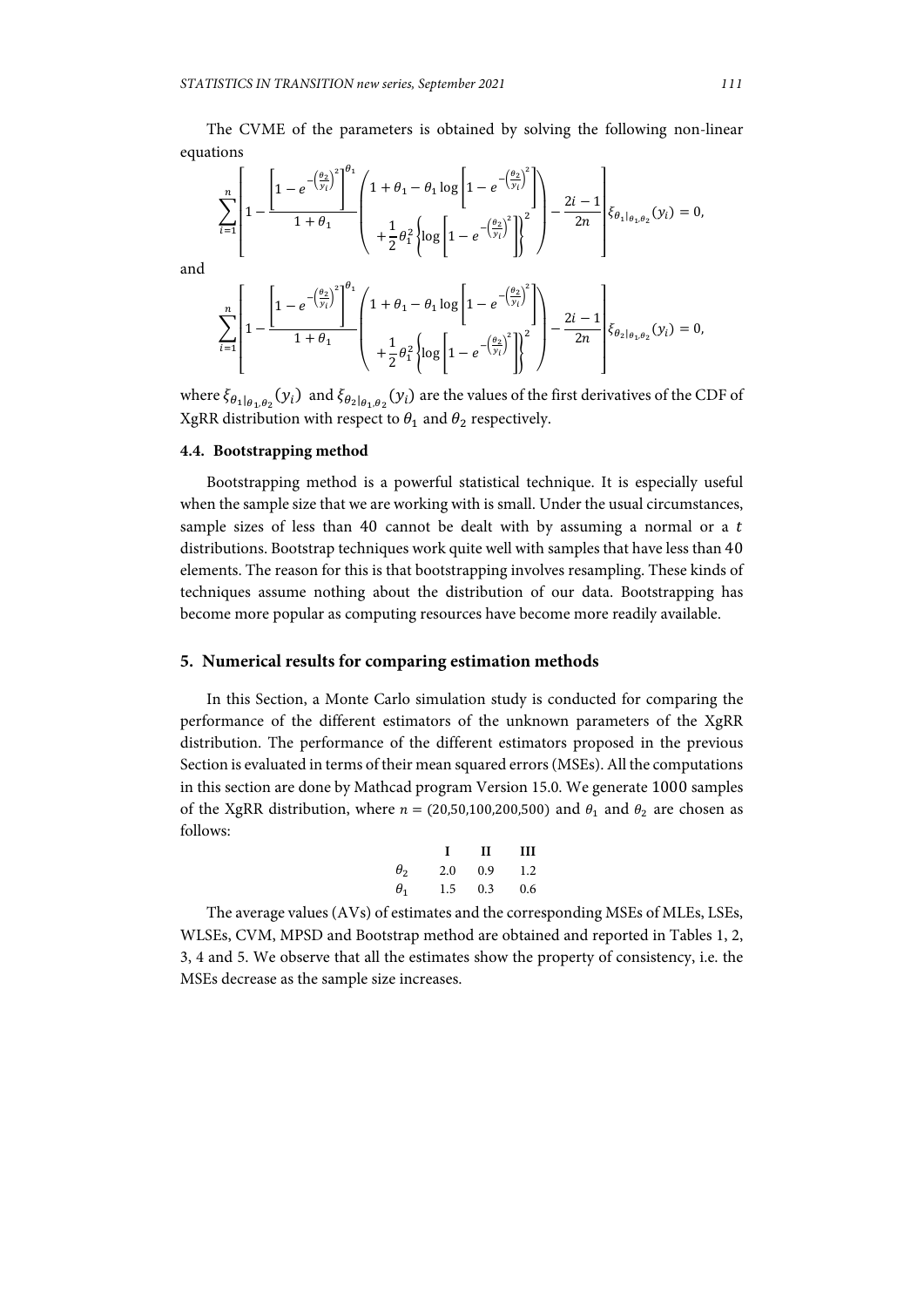The CVME of the parameters is obtained by solving the following non-linear equations

$$\sum_{i=1}^{n}\left[1-\frac{\left[1-e^{-\left(\frac{\theta_2}{y_i}\right)^2}\right]^{\theta_1}}{1+\theta_1}\left(\begin{array}{c}1+\theta_1-\theta_1\log\left[1-e^{-\left(\frac{\theta_2}{y_i}\right)^2}\right]\\+\frac{1}{2}\theta_1^2\left\{\log\left[1-e^{-\left(\frac{\theta_2}{y_i}\right)^2}\right]\right\}^2\end{array}\right)-\frac{2i-1}{2n}\right]\xi_{\theta_1|\theta_1,\theta_2}(y_i)=0,$$

and

$$\sum_{i=1}^{n}\left[1-\frac{\left[1-e^{-\left(\frac{\theta_2}{y_i}\right)^2}\right]^{\theta_1}}{1+\theta_1}\left(\begin{array}{c}1+\theta_1-\theta_1\log\left[1-e^{-\left(\frac{\theta_2}{y_i}\right)^2}\right]\\+\frac{1}{2}\theta_1^2\left\{\log\left[1-e^{-\left(\frac{\theta_2}{y_i}\right)^2}\right]\right\}^2\end{array}\right)-\frac{2i-1}{2n}\right]\xi_{\theta_2|\theta_1,\theta_2}(y_i)=0,$$

where $\xi_{\theta_1|\theta_1,\theta_2}(y_i)$ and $\xi_{\theta_2|\theta_1,\theta_2}(y_i)$ are the values of the first derivatives of the CDF of XgRR distribution with respect to $\theta_1$ and $\theta_2$ respectively.

### 4.4. Bootstrapping method

Bootstrapping method is a powerful statistical technique. It is especially useful when the sample size that we are working with is small. Under the usual circumstances, sample sizes of less than 40 cannot be dealt with by assuming a normal or a $t$ distributions. Bootstrap techniques work quite well with samples that have less than 40 elements. The reason for this is that bootstrapping involves resampling. These kinds of techniques assume nothing about the distribution of our data. Bootstrapping has become more popular as computing resources have become more readily available.

## 5. Numerical results for comparing estimation methods

In this Section, a Monte Carlo simulation study is conducted for comparing the performance of the different estimators of the unknown parameters of the XgRR distribution. The performance of the different estimators proposed in the previous Section is evaluated in terms of their mean squared errors (MSEs). All the computations in this section are done by Mathcad program Version 15.0. We generate 1000 samples of the XgRR distribution, where $n$ = (20,50,100,200,500) and $\theta_1$ and $\theta_2$ are chosen as follows:

| | I | II | III |
|---|---|---|---|
| $\theta_2$ | 2.0 | 0.9 | 1.2 |
| $\theta_1$ | 1.5 | 0.3 | 0.6 |

The average values (AVs) of estimates and the corresponding MSEs of MLEs, LSEs, WLSEs, CVM, MPSD and Bootstrap method are obtained and reported in Tables 1, 2, 3, 4 and 5. We observe that all the estimates show the property of consistency, i.e. the MSEs decrease as the sample size increases.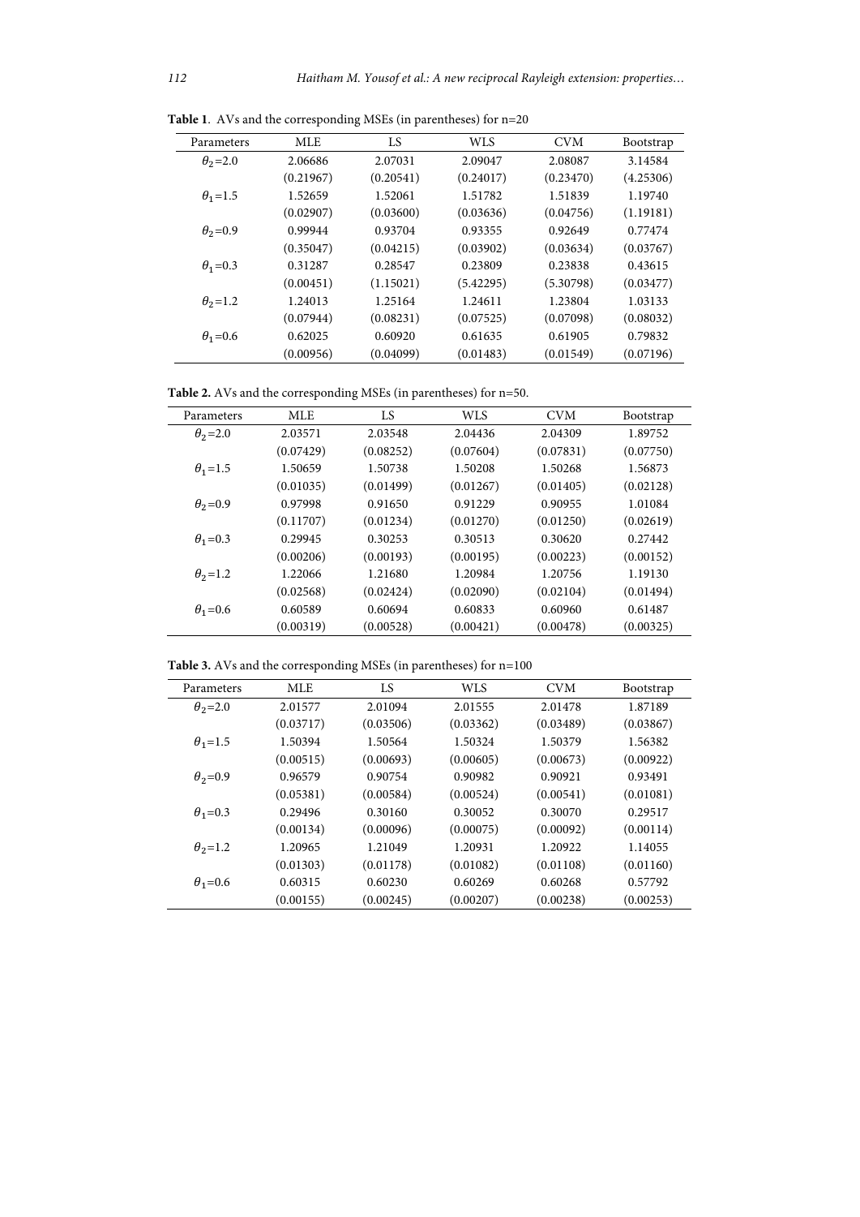**Table 1**. AVs and the corresponding MSEs (in parentheses) for n=20

| Parameters | MLE | LS | WLS | CVM | Bootstrap |
|---|---|---|---|---|---|
| $\theta_2$=2.0 | 2.06686 | 2.07031 | 2.09047 | 2.08087 | 3.14584 |
| | (0.21967) | (0.20541) | (0.24017) | (0.23470) | (4.25306) |
| $\theta_1$=1.5 | 1.52659 | 1.52061 | 1.51782 | 1.51839 | 1.19740 |
| | (0.02907) | (0.03600) | (0.03636) | (0.04756) | (1.19181) |
| $\theta_2$=0.9 | 0.99944 | 0.93704 | 0.93355 | 0.92649 | 0.77474 |
| | (0.35047) | (0.04215) | (0.03902) | (0.03634) | (0.03767) |
| $\theta_1$=0.3 | 0.31287 | 0.28547 | 0.23809 | 0.23838 | 0.43615 |
| | (0.00451) | (1.15021) | (5.42295) | (5.30798) | (0.03477) |
| $\theta_2$=1.2 | 1.24013 | 1.25164 | 1.24611 | 1.23804 | 1.03133 |
| | (0.07944) | (0.08231) | (0.07525) | (0.07098) | (0.08032) |
| $\theta_1$=0.6 | 0.62025 | 0.60920 | 0.61635 | 0.61905 | 0.79832 |
| | (0.00956) | (0.04099) | (0.01483) | (0.01549) | (0.07196) |

**Table 2.** AVs and the corresponding MSEs (in parentheses) for n=50.

| Parameters | MLE | LS | WLS | CVM | Bootstrap |
|---|---|---|---|---|---|
| $\theta_2$=2.0 | 2.03571 | 2.03548 | 2.04436 | 2.04309 | 1.89752 |
| | (0.07429) | (0.08252) | (0.07604) | (0.07831) | (0.07750) |
| $\theta_1$=1.5 | 1.50659 | 1.50738 | 1.50208 | 1.50268 | 1.56873 |
| | (0.01035) | (0.01499) | (0.01267) | (0.01405) | (0.02128) |
| $\theta_2$=0.9 | 0.97998 | 0.91650 | 0.91229 | 0.90955 | 1.01084 |
| | (0.11707) | (0.01234) | (0.01270) | (0.01250) | (0.02619) |
| $\theta_1$=0.3 | 0.29945 | 0.30253 | 0.30513 | 0.30620 | 0.27442 |
| | (0.00206) | (0.00193) | (0.00195) | (0.00223) | (0.00152) |
| $\theta_2$=1.2 | 1.22066 | 1.21680 | 1.20984 | 1.20756 | 1.19130 |
| | (0.02568) | (0.02424) | (0.02090) | (0.02104) | (0.01494) |
| $\theta_1$=0.6 | 0.60589 | 0.60694 | 0.60833 | 0.60960 | 0.61487 |
| | (0.00319) | (0.00528) | (0.00421) | (0.00478) | (0.00325) |

**Table 3.** AVs and the corresponding MSEs (in parentheses) for n=100

| Parameters | MLE | LS | WLS | CVM | Bootstrap |
|---|---|---|---|---|---|
| $\theta_2$=2.0 | 2.01577 | 2.01094 | 2.01555 | 2.01478 | 1.87189 |
| | (0.03717) | (0.03506) | (0.03362) | (0.03489) | (0.03867) |
| $\theta_1$=1.5 | 1.50394 | 1.50564 | 1.50324 | 1.50379 | 1.56382 |
| | (0.00515) | (0.00693) | (0.00605) | (0.00673) | (0.00922) |
| $\theta_2$=0.9 | 0.96579 | 0.90754 | 0.90982 | 0.90921 | 0.93491 |
| | (0.05381) | (0.00584) | (0.00524) | (0.00541) | (0.01081) |
| $\theta_1$=0.3 | 0.29496 | 0.30160 | 0.30052 | 0.30070 | 0.29517 |
| | (0.00134) | (0.00096) | (0.00075) | (0.00092) | (0.00114) |
| $\theta_2$=1.2 | 1.20965 | 1.21049 | 1.20931 | 1.20922 | 1.14055 |
| | (0.01303) | (0.01178) | (0.01082) | (0.01108) | (0.01160) |
| $\theta_1$=0.6 | 0.60315 | 0.60230 | 0.60269 | 0.60268 | 0.57792 |
| | (0.00155) | (0.00245) | (0.00207) | (0.00238) | (0.00253) |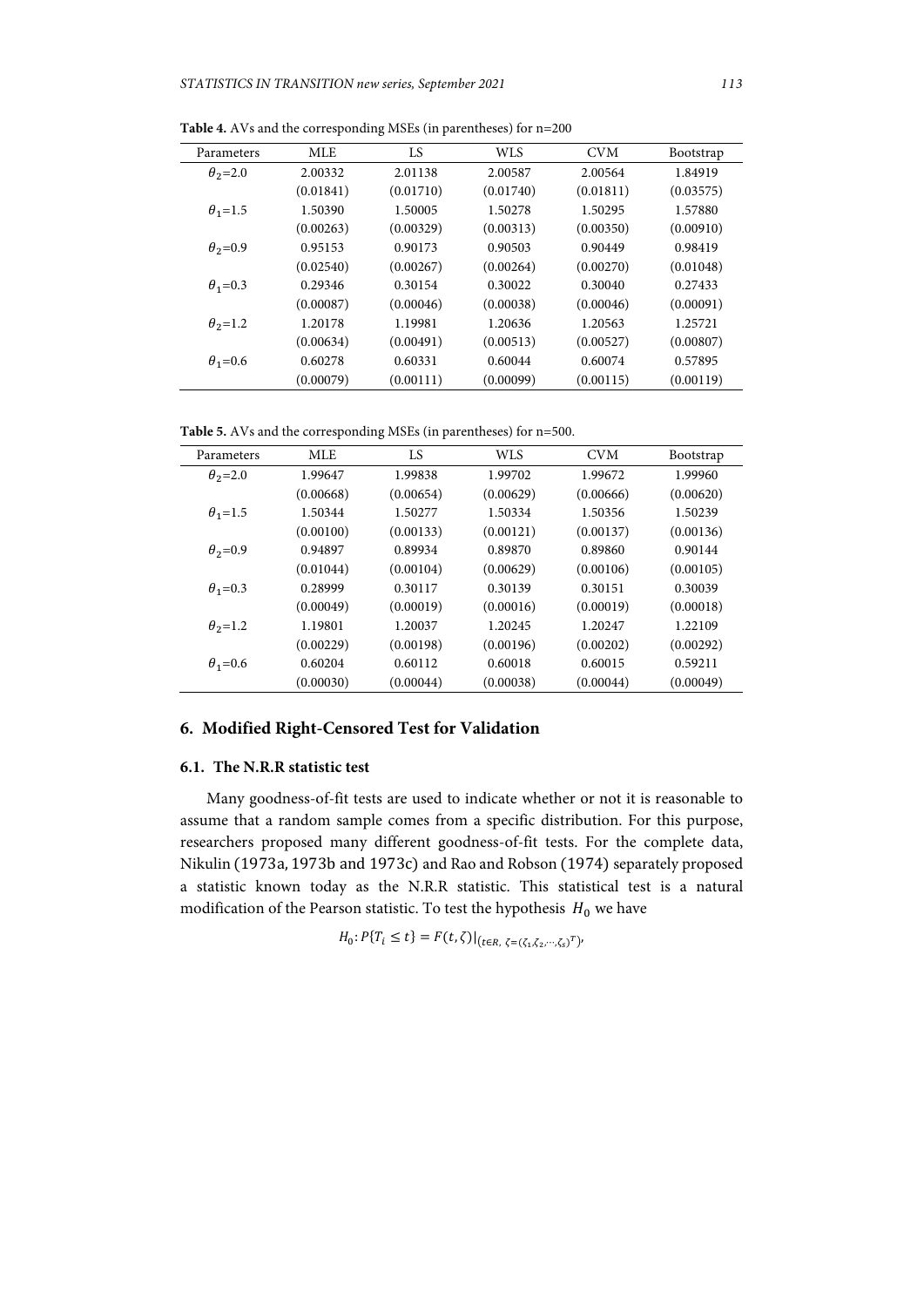**Table 4.** AVs and the corresponding MSEs (in parentheses) for n=200

| Parameters | MLE | LS | WLS | CVM | Bootstrap |
|---|---|---|---|---|---|
| $\theta_2$=2.0 | 2.00332 | 2.01138 | 2.00587 | 2.00564 | 1.84919 |
| | (0.01841) | (0.01710) | (0.01740) | (0.01811) | (0.03575) |
| $\theta_1$=1.5 | 1.50390 | 1.50005 | 1.50278 | 1.50295 | 1.57880 |
| | (0.00263) | (0.00329) | (0.00313) | (0.00350) | (0.00910) |
| $\theta_2$=0.9 | 0.95153 | 0.90173 | 0.90503 | 0.90449 | 0.98419 |
| | (0.02540) | (0.00267) | (0.00264) | (0.00270) | (0.01048) |
| $\theta_1$=0.3 | 0.29346 | 0.30154 | 0.30022 | 0.30040 | 0.27433 |
| | (0.00087) | (0.00046) | (0.00038) | (0.00046) | (0.00091) |
| $\theta_2$=1.2 | 1.20178 | 1.19981 | 1.20636 | 1.20563 | 1.25721 |
| | (0.00634) | (0.00491) | (0.00513) | (0.00527) | (0.00807) |
| $\theta_1$=0.6 | 0.60278 | 0.60331 | 0.60044 | 0.60074 | 0.57895 |
| | (0.00079) | (0.00111) | (0.00099) | (0.00115) | (0.00119) |

**Table 5.** AVs and the corresponding MSEs (in parentheses) for n=500.

| Parameters | MLE | LS | WLS | CVM | Bootstrap |
|---|---|---|---|---|---|
| $\theta_2$=2.0 | 1.99647 | 1.99838 | 1.99702 | 1.99672 | 1.99960 |
| | (0.00668) | (0.00654) | (0.00629) | (0.00666) | (0.00620) |
| $\theta_1$=1.5 | 1.50344 | 1.50277 | 1.50334 | 1.50356 | 1.50239 |
| | (0.00100) | (0.00133) | (0.00121) | (0.00137) | (0.00136) |
| $\theta_2$=0.9 | 0.94897 | 0.89934 | 0.89870 | 0.89860 | 0.90144 |
| | (0.01044) | (0.00104) | (0.00629) | (0.00106) | (0.00105) |
| $\theta_1$=0.3 | 0.28999 | 0.30117 | 0.30139 | 0.30151 | 0.30039 |
| | (0.00049) | (0.00019) | (0.00016) | (0.00019) | (0.00018) |
| $\theta_2$=1.2 | 1.19801 | 1.20037 | 1.20245 | 1.20247 | 1.22109 |
| | (0.00229) | (0.00198) | (0.00196) | (0.00202) | (0.00292) |
| $\theta_1$=0.6 | 0.60204 | 0.60112 | 0.60018 | 0.60015 | 0.59211 |
| | (0.00030) | (0.00044) | (0.00038) | (0.00044) | (0.00049) |

## 6. Modified Right-Censored Test for Validation

### 6.1. The N.R.R statistic test

Many goodness-of-fit tests are used to indicate whether or not it is reasonable to assume that a random sample comes from a specific distribution. For this purpose, researchers proposed many different goodness-of-fit tests. For the complete data, Nikulin (1973a, 1973b and 1973c) and Rao and Robson (1974) separately proposed a statistic known today as the N.R.R statistic. This statistical test is a natural modification of the Pearson statistic. To test the hypothesis $H_0$ we have

$$H_0: P\{T_i \le t\} = F(t,\zeta)|_{(t\in R,\ \zeta=(\zeta_1,\zeta_2,\cdots,\zeta_s)^T)},$$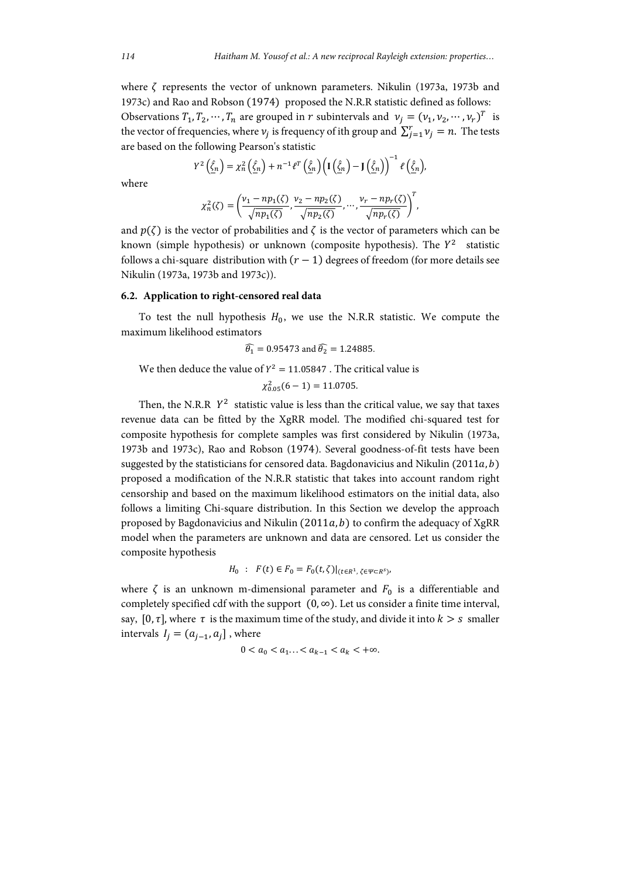where $\zeta$ represents the vector of unknown parameters. Nikulin (1973a, 1973b and 1973c) and Rao and Robson (1974) proposed the N.R.R statistic defined as follows: Observations $T_1, T_2, \cdots, T_n$ are grouped in $r$ subintervals and $\nu_j = (\nu_1, \nu_2, \cdots, \nu_r)^T$ is the vector of frequencies, where $\nu_j$ is frequency of ith group and $\sum_{j=1}^{r} \nu_j = n$. The tests are based on the following Pearson's statistic

$$Y^2\left(\underline{\hat{\zeta}_n}\right) = \chi_n^2\left(\underline{\hat{\zeta}_n}\right) + n^{-1}\ell^T\left(\underline{\hat{\zeta}_n}\right)\left(\mathbf{I}\left(\underline{\hat{\zeta}_n}\right) - \mathbf{J}\left(\underline{\hat{\zeta}_n}\right)\right)^{-1}\ell\left(\underline{\hat{\zeta}_n}\right),$$

where

$$\chi_n^2(\zeta) = \left(\frac{\nu_1 - np_1(\zeta)}{\sqrt{np_1(\zeta)}}, \frac{\nu_2 - np_2(\zeta)}{\sqrt{np_2(\zeta)}}, \cdots, \frac{\nu_r - np_r(\zeta)}{\sqrt{np_r(\zeta)}}\right)^T,$$

and $p(\zeta)$ is the vector of probabilities and $\zeta$ is the vector of parameters which can be known (simple hypothesis) or unknown (composite hypothesis). The $Y^2$ statistic follows a chi-square distribution with $(r-1)$ degrees of freedom (for more details see Nikulin (1973a, 1973b and 1973c)).

### 6.2. Application to right-censored real data

To test the null hypothesis $H_0$, we use the N.R.R statistic. We compute the maximum likelihood estimators

$$\widehat{\theta_1} = 0.95473 \text{ and } \widehat{\theta_2} = 1.24885.$$

We then deduce the value of $Y^2 = 11.05847$ . The critical value is

$$\chi^2_{0.05}(6-1) = 11.0705.$$

Then, the N.R.R $Y^2$ statistic value is less than the critical value, we say that taxes revenue data can be fitted by the XgRR model. The modified chi-squared test for composite hypothesis for complete samples was first considered by Nikulin (1973a, 1973b and 1973c), Rao and Robson (1974). Several goodness-of-fit tests have been suggested by the statisticians for censored data. Bagdonavicius and Nikulin $(2011a, b)$ proposed a modification of the N.R.R statistic that takes into account random right censorship and based on the maximum likelihood estimators on the initial data, also follows a limiting Chi-square distribution. In this Section we develop the approach proposed by Bagdonavicius and Nikulin $(2011a, b)$ to confirm the adequacy of XgRR model when the parameters are unknown and data are censored. Let us consider the composite hypothesis

$$H_0 \ : \ F(t) \in F_0 = F_0(t, \zeta)|_{(t \in R^1, \, \zeta \in \Psi \subset R^s)},$$

where $\zeta$ is an unknown m-dimensional parameter and $F_0$ is a differentiable and completely specified cdf with the support $(0, \infty)$. Let us consider a finite time interval, say, $[0, \tau]$, where $\tau$ is the maximum time of the study, and divide it into $k > s$ smaller intervals $I_j = (a_{j-1}, a_j]$ , where

$$0 < a_0 < a_1 \ldots < a_{k-1} < a_k < +\infty.$$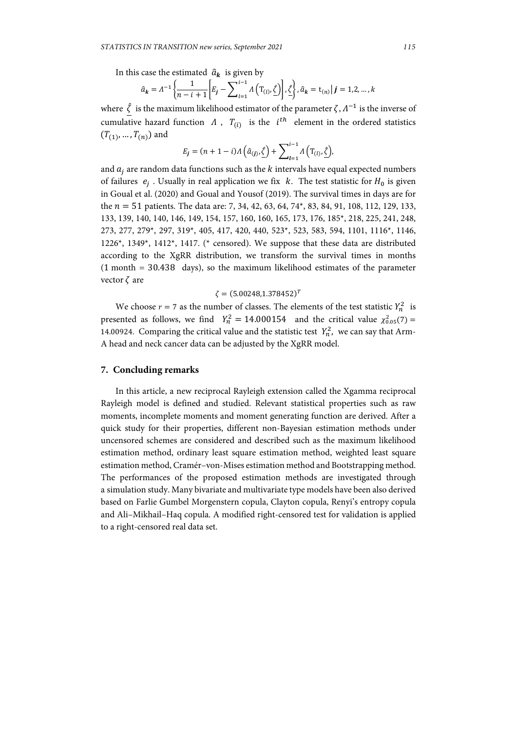In this case the estimated $\hat{a}_k$ is given by

$$\hat{a}_k = \Lambda^{-1}\left\{\frac{1}{n-i+1}\left[E_j - \sum_{l=1}^{i-1}\Lambda\left(\mathrm{T}_{(l)}, \underline{\hat{\zeta}}\right)\right], \underline{\hat{\zeta}}\right\}, \hat{a}_k = \mathrm{t}_{(n)} | \, j = 1,2,\dots,k$$

where $\underline{\hat{\zeta}}$ is the maximum likelihood estimator of the parameter $\zeta$, $\Lambda^{-1}$ is the inverse of cumulative hazard function $\Lambda$, $T_{(i)}$ is the $i^{th}$ element in the ordered statistics $(T_{(1)}, \dots, T_{(n)})$ and

$$E_j = (n+1-i)\Lambda\left(\hat{a}_{(j)}, \underline{\hat{\zeta}}\right) + \sum_{l=1}^{i-1}\Lambda\left(\mathrm{T}_{(l)}, \underline{\hat{\zeta}}\right),$$

and $a_j$ are random data functions such as the $k$ intervals have equal expected numbers of failures $e_j$. Usually in real application we fix $k$. The test statistic for $H_0$ is given in Goual et al. (2020) and Goual and Yousof (2019). The survival times in days are for the $n = 51$ patients. The data are: 7, 34, 42, 63, 64, 74*, 83, 84, 91, 108, 112, 129, 133, 133, 139, 140, 140, 146, 149, 154, 157, 160, 160, 165, 173, 176, 185*, 218, 225, 241, 248, 273, 277, 279*, 297, 319*, 405, 417, 420, 440, 523*, 523, 583, 594, 1101, 1116*, 1146, 1226*, 1349*, 1412*, 1417. (* censored). We suppose that these data are distributed according to the XgRR distribution, we transform the survival times in months (1 month = 30.438 days), so the maximum likelihood estimates of the parameter vector $\zeta$ are

$$\zeta = (5.00248, 1.378452)^T$$

We choose $r = 7$ as the number of classes. The elements of the test statistic $Y_n^2$ is presented as follows, we find $Y_n^2 = 14.000154$ and the critical value $\chi^2_{0.05}(7) = 14.00924$. Comparing the critical value and the statistic test $Y_n^2$, we can say that Arm-A head and neck cancer data can be adjusted by the XgRR model.

## 7. Concluding remarks

In this article, a new reciprocal Rayleigh extension called the Xgamma reciprocal Rayleigh model is defined and studied. Relevant statistical properties such as raw moments, incomplete moments and moment generating function are derived. After a quick study for their properties, different non-Bayesian estimation methods under uncensored schemes are considered and described such as the maximum likelihood estimation method, ordinary least square estimation method, weighted least square estimation method, Cramér–von-Mises estimation method and Bootstrapping method. The performances of the proposed estimation methods are investigated through a simulation study. Many bivariate and multivariate type models have been also derived based on Farlie Gumbel Morgenstern copula, Clayton copula, Renyi's entropy copula and Ali–Mikhail–Haq copula. A modified right-censored test for validation is applied to a right-censored real data set.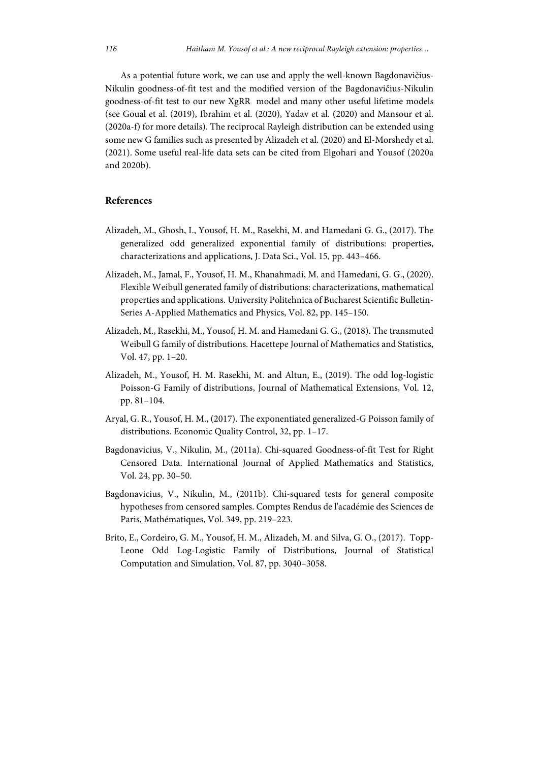As a potential future work, we can use and apply the well-known Bagdonavičius-Nikulin goodness-of-fit test and the modified version of the Bagdonavičius-Nikulin goodness-of-fit test to our new XgRR model and many other useful lifetime models (see Goual et al. (2019), Ibrahim et al. (2020), Yadav et al. (2020) and Mansour et al. (2020a-f) for more details). The reciprocal Rayleigh distribution can be extended using some new G families such as presented by Alizadeh et al. (2020) and El-Morshedy et al. (2021). Some useful real-life data sets can be cited from Elgohari and Yousof (2020a and 2020b).

## References

Alizadeh, M., Ghosh, I., Yousof, H. M., Rasekhi, M. and Hamedani G. G., (2017). The generalized odd generalized exponential family of distributions: properties, characterizations and applications, J. Data Sci., Vol. 15, pp. 443–466.

Alizadeh, M., Jamal, F., Yousof, H. M., Khanahmadi, M. and Hamedani, G. G., (2020). Flexible Weibull generated family of distributions: characterizations, mathematical properties and applications. University Politehnica of Bucharest Scientific Bulletin-Series A-Applied Mathematics and Physics, Vol. 82, pp. 145–150.

Alizadeh, M., Rasekhi, M., Yousof, H. M. and Hamedani G. G., (2018). The transmuted Weibull G family of distributions. Hacettepe Journal of Mathematics and Statistics, Vol. 47, pp. 1–20.

Alizadeh, M., Yousof, H. M. Rasekhi, M. and Altun, E., (2019). The odd log-logistic Poisson-G Family of distributions, Journal of Mathematical Extensions, Vol. 12, pp. 81–104.

Aryal, G. R., Yousof, H. M., (2017). The exponentiated generalized-G Poisson family of distributions. Economic Quality Control, 32, pp. 1–17.

Bagdonavicius, V., Nikulin, M., (2011a). Chi-squared Goodness-of-fit Test for Right Censored Data. International Journal of Applied Mathematics and Statistics, Vol. 24, pp. 30–50.

Bagdonavicius, V., Nikulin, M., (2011b). Chi-squared tests for general composite hypotheses from censored samples. Comptes Rendus de l'académie des Sciences de Paris, Mathématiques, Vol. 349, pp. 219–223.

Brito, E., Cordeiro, G. M., Yousof, H. M., Alizadeh, M. and Silva, G. O., (2017). Topp-Leone Odd Log-Logistic Family of Distributions, Journal of Statistical Computation and Simulation, Vol. 87, pp. 3040–3058.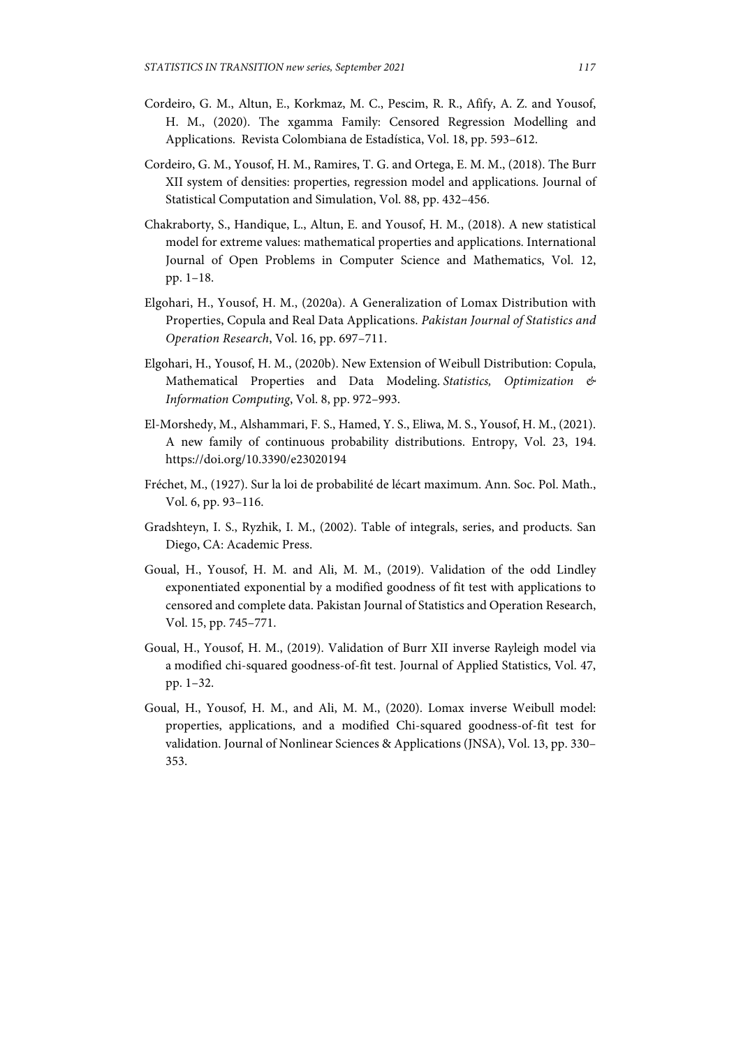Cordeiro, G. M., Altun, E., Korkmaz, M. C., Pescim, R. R., Afify, A. Z. and Yousof, H. M., (2020). The xgamma Family: Censored Regression Modelling and Applications. Revista Colombiana de Estadística, Vol. 18, pp. 593–612.

Cordeiro, G. M., Yousof, H. M., Ramires, T. G. and Ortega, E. M. M., (2018). The Burr XII system of densities: properties, regression model and applications. Journal of Statistical Computation and Simulation, Vol. 88, pp. 432–456.

Chakraborty, S., Handique, L., Altun, E. and Yousof, H. M., (2018). A new statistical model for extreme values: mathematical properties and applications. International Journal of Open Problems in Computer Science and Mathematics, Vol. 12, pp. 1–18.

Elgohari, H., Yousof, H. M., (2020a). A Generalization of Lomax Distribution with Properties, Copula and Real Data Applications. *Pakistan Journal of Statistics and Operation Research*, Vol. 16, pp. 697–711.

Elgohari, H., Yousof, H. M., (2020b). New Extension of Weibull Distribution: Copula, Mathematical Properties and Data Modeling. *Statistics, Optimization & Information Computing*, Vol. 8, pp. 972–993.

El-Morshedy, M., Alshammari, F. S., Hamed, Y. S., Eliwa, M. S., Yousof, H. M., (2021). A new family of continuous probability distributions. Entropy, Vol. 23, 194. https://doi.org/10.3390/e23020194

Fréchet, M., (1927). Sur la loi de probabilité de lécart maximum. Ann. Soc. Pol. Math., Vol. 6, pp. 93–116.

Gradshteyn, I. S., Ryzhik, I. M., (2002). Table of integrals, series, and products. San Diego, CA: Academic Press.

Goual, H., Yousof, H. M. and Ali, M. M., (2019). Validation of the odd Lindley exponentiated exponential by a modified goodness of fit test with applications to censored and complete data. Pakistan Journal of Statistics and Operation Research, Vol. 15, pp. 745–771.

Goual, H., Yousof, H. M., (2019). Validation of Burr XII inverse Rayleigh model via a modified chi-squared goodness-of-fit test. Journal of Applied Statistics, Vol. 47, pp. 1–32.

Goual, H., Yousof, H. M., and Ali, M. M., (2020). Lomax inverse Weibull model: properties, applications, and a modified Chi-squared goodness-of-fit test for validation. Journal of Nonlinear Sciences & Applications (JNSA), Vol. 13, pp. 330–353.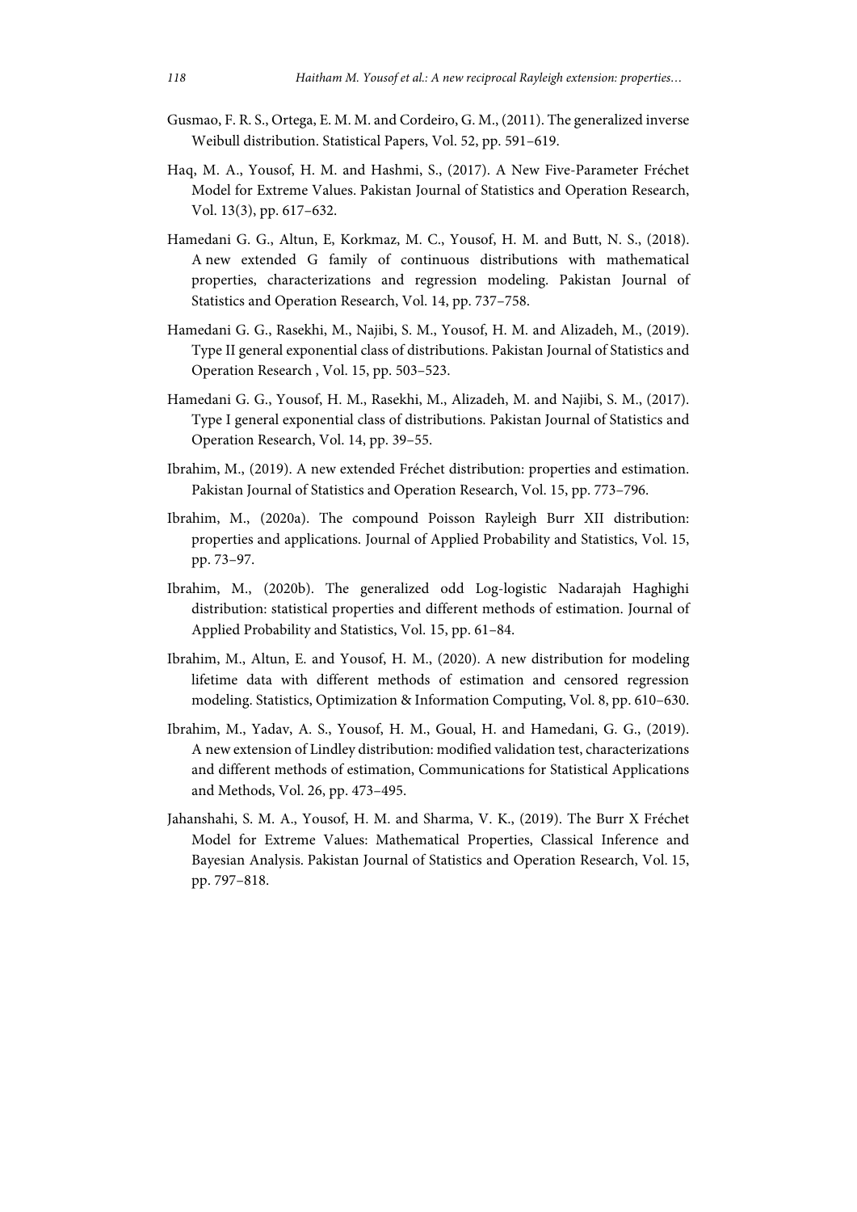Gusmao, F. R. S., Ortega, E. M. M. and Cordeiro, G. M., (2011). The generalized inverse Weibull distribution. Statistical Papers, Vol. 52, pp. 591–619.

Haq, M. A., Yousof, H. M. and Hashmi, S., (2017). A New Five-Parameter Fréchet Model for Extreme Values. Pakistan Journal of Statistics and Operation Research, Vol. 13(3), pp. 617–632.

Hamedani G. G., Altun, E, Korkmaz, M. C., Yousof, H. M. and Butt, N. S., (2018). A new extended G family of continuous distributions with mathematical properties, characterizations and regression modeling. Pakistan Journal of Statistics and Operation Research, Vol. 14, pp. 737–758.

Hamedani G. G., Rasekhi, M., Najibi, S. M., Yousof, H. M. and Alizadeh, M., (2019). Type II general exponential class of distributions. Pakistan Journal of Statistics and Operation Research , Vol. 15, pp. 503–523.

Hamedani G. G., Yousof, H. M., Rasekhi, M., Alizadeh, M. and Najibi, S. M., (2017). Type I general exponential class of distributions. Pakistan Journal of Statistics and Operation Research, Vol. 14, pp. 39–55.

Ibrahim, M., (2019). A new extended Fréchet distribution: properties and estimation. Pakistan Journal of Statistics and Operation Research, Vol. 15, pp. 773–796.

Ibrahim, M., (2020a). The compound Poisson Rayleigh Burr XII distribution: properties and applications. Journal of Applied Probability and Statistics, Vol. 15, pp. 73–97.

Ibrahim, M., (2020b). The generalized odd Log-logistic Nadarajah Haghighi distribution: statistical properties and different methods of estimation. Journal of Applied Probability and Statistics, Vol. 15, pp. 61–84.

Ibrahim, M., Altun, E. and Yousof, H. M., (2020). A new distribution for modeling lifetime data with different methods of estimation and censored regression modeling. Statistics, Optimization & Information Computing, Vol. 8, pp. 610–630.

Ibrahim, M., Yadav, A. S., Yousof, H. M., Goual, H. and Hamedani, G. G., (2019). A new extension of Lindley distribution: modified validation test, characterizations and different methods of estimation, Communications for Statistical Applications and Methods, Vol. 26, pp. 473–495.

Jahanshahi, S. M. A., Yousof, H. M. and Sharma, V. K., (2019). The Burr X Fréchet Model for Extreme Values: Mathematical Properties, Classical Inference and Bayesian Analysis. Pakistan Journal of Statistics and Operation Research, Vol. 15, pp. 797–818.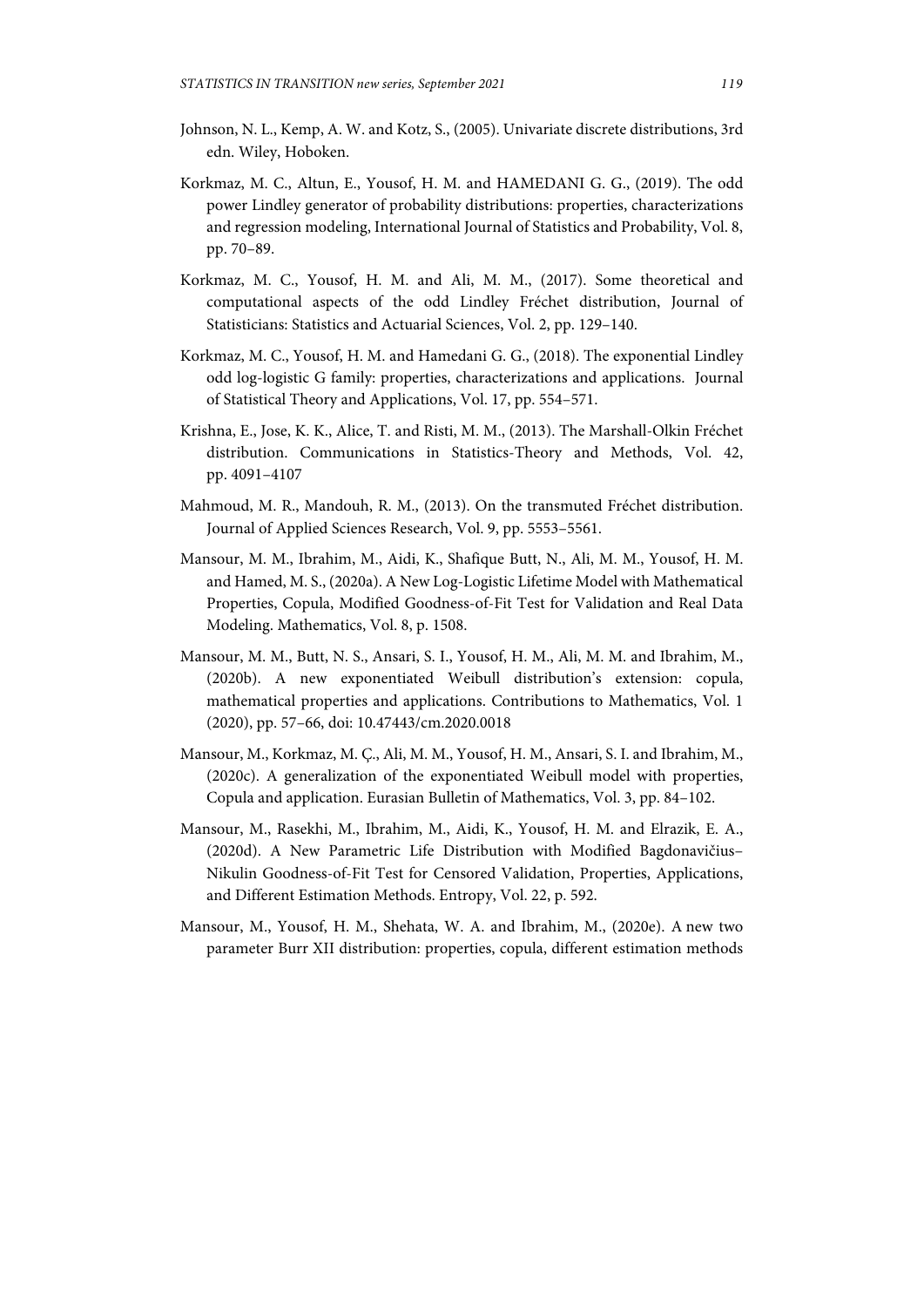Johnson, N. L., Kemp, A. W. and Kotz, S., (2005). Univariate discrete distributions, 3rd edn. Wiley, Hoboken.

Korkmaz, M. C., Altun, E., Yousof, H. M. and HAMEDANI G. G., (2019). The odd power Lindley generator of probability distributions: properties, characterizations and regression modeling, International Journal of Statistics and Probability, Vol. 8, pp. 70–89.

Korkmaz, M. C., Yousof, H. M. and Ali, M. M., (2017). Some theoretical and computational aspects of the odd Lindley Fréchet distribution, Journal of Statisticians: Statistics and Actuarial Sciences, Vol. 2, pp. 129–140.

Korkmaz, M. C., Yousof, H. M. and Hamedani G. G., (2018). The exponential Lindley odd log-logistic G family: properties, characterizations and applications. Journal of Statistical Theory and Applications, Vol. 17, pp. 554–571.

Krishna, E., Jose, K. K., Alice, T. and Risti, M. M., (2013). The Marshall-Olkin Fréchet distribution. Communications in Statistics-Theory and Methods, Vol. 42, pp. 4091–4107

Mahmoud, M. R., Mandouh, R. M., (2013). On the transmuted Fréchet distribution. Journal of Applied Sciences Research, Vol. 9, pp. 5553–5561.

Mansour, M. M., Ibrahim, M., Aidi, K., Shafique Butt, N., Ali, M. M., Yousof, H. M. and Hamed, M. S., (2020a). A New Log-Logistic Lifetime Model with Mathematical Properties, Copula, Modified Goodness-of-Fit Test for Validation and Real Data Modeling. Mathematics, Vol. 8, p. 1508.

Mansour, M. M., Butt, N. S., Ansari, S. I., Yousof, H. M., Ali, M. M. and Ibrahim, M., (2020b). A new exponentiated Weibull distribution's extension: copula, mathematical properties and applications. Contributions to Mathematics, Vol. 1 (2020), pp. 57–66, doi: 10.47443/cm.2020.0018

Mansour, M., Korkmaz, M. Ç., Ali, M. M., Yousof, H. M., Ansari, S. I. and Ibrahim, M., (2020c). A generalization of the exponentiated Weibull model with properties, Copula and application. Eurasian Bulletin of Mathematics, Vol. 3, pp. 84–102.

Mansour, M., Rasekhi, M., Ibrahim, M., Aidi, K., Yousof, H. M. and Elrazik, E. A., (2020d). A New Parametric Life Distribution with Modified Bagdonavičius–Nikulin Goodness-of-Fit Test for Censored Validation, Properties, Applications, and Different Estimation Methods. Entropy, Vol. 22, p. 592.

Mansour, M., Yousof, H. M., Shehata, W. A. and Ibrahim, M., (2020e). A new two parameter Burr XII distribution: properties, copula, different estimation methods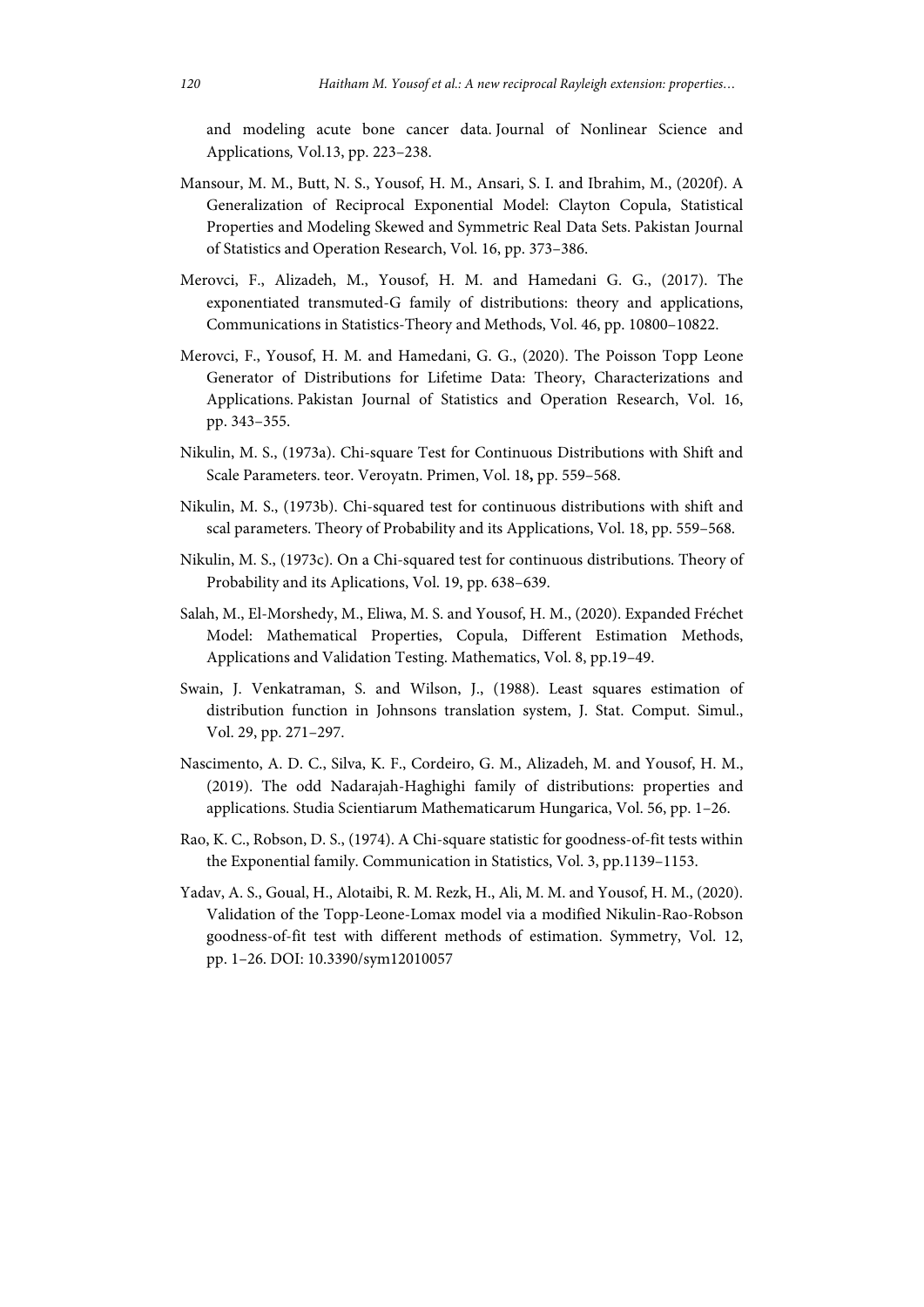and modeling acute bone cancer data. Journal of Nonlinear Science and Applications, Vol.13, pp. 223–238.

Mansour, M. M., Butt, N. S., Yousof, H. M., Ansari, S. I. and Ibrahim, M., (2020f). A Generalization of Reciprocal Exponential Model: Clayton Copula, Statistical Properties and Modeling Skewed and Symmetric Real Data Sets. Pakistan Journal of Statistics and Operation Research, Vol. 16, pp. 373–386.

Merovci, F., Alizadeh, M., Yousof, H. M. and Hamedani G. G., (2017). The exponentiated transmuted-G family of distributions: theory and applications, Communications in Statistics-Theory and Methods, Vol. 46, pp. 10800–10822.

Merovci, F., Yousof, H. M. and Hamedani, G. G., (2020). The Poisson Topp Leone Generator of Distributions for Lifetime Data: Theory, Characterizations and Applications. Pakistan Journal of Statistics and Operation Research, Vol. 16, pp. 343–355.

Nikulin, M. S., (1973a). Chi-square Test for Continuous Distributions with Shift and Scale Parameters. teor. Veroyatn. Primen, Vol. 18**,** pp. 559–568.

Nikulin, M. S., (1973b). Chi-squared test for continuous distributions with shift and scal parameters. Theory of Probability and its Applications, Vol. 18, pp. 559–568.

Nikulin, M. S., (1973c). On a Chi-squared test for continuous distributions. Theory of Probability and its Aplications, Vol. 19, pp. 638–639.

Salah, M., El-Morshedy, M., Eliwa, M. S. and Yousof, H. M., (2020). Expanded Fréchet Model: Mathematical Properties, Copula, Different Estimation Methods, Applications and Validation Testing. Mathematics, Vol. 8, pp.19–49.

Swain, J. Venkatraman, S. and Wilson, J., (1988). Least squares estimation of distribution function in Johnsons translation system, J. Stat. Comput. Simul., Vol. 29, pp. 271–297.

Nascimento, A. D. C., Silva, K. F., Cordeiro, G. M., Alizadeh, M. and Yousof, H. M., (2019). The odd Nadarajah-Haghighi family of distributions: properties and applications. Studia Scientiarum Mathematicarum Hungarica, Vol. 56, pp. 1–26.

Rao, K. C., Robson, D. S., (1974). A Chi-square statistic for goodness-of-fit tests within the Exponential family. Communication in Statistics, Vol. 3, pp.1139–1153.

Yadav, A. S., Goual, H., Alotaibi, R. M. Rezk, H., Ali, M. M. and Yousof, H. M., (2020). Validation of the Topp-Leone-Lomax model via a modified Nikulin-Rao-Robson goodness-of-fit test with different methods of estimation. Symmetry, Vol. 12, pp. 1–26. DOI: 10.3390/sym12010057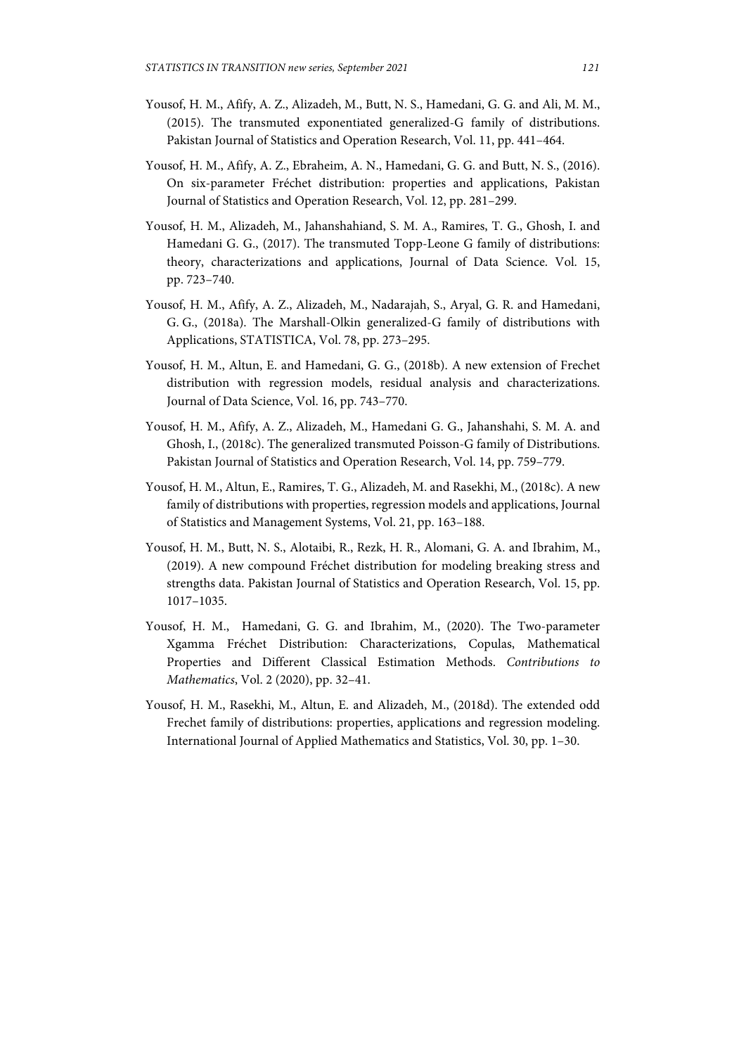Yousof, H. M., Afify, A. Z., Alizadeh, M., Butt, N. S., Hamedani, G. G. and Ali, M. M., (2015). The transmuted exponentiated generalized-G family of distributions. Pakistan Journal of Statistics and Operation Research, Vol. 11, pp. 441–464.

Yousof, H. M., Afify, A. Z., Ebraheim, A. N., Hamedani, G. G. and Butt, N. S., (2016). On six-parameter Fréchet distribution: properties and applications, Pakistan Journal of Statistics and Operation Research, Vol. 12, pp. 281–299.

Yousof, H. M., Alizadeh, M., Jahanshahiand, S. M. A., Ramires, T. G., Ghosh, I. and Hamedani G. G., (2017). The transmuted Topp-Leone G family of distributions: theory, characterizations and applications, Journal of Data Science. Vol. 15, pp. 723–740.

Yousof, H. M., Afify, A. Z., Alizadeh, M., Nadarajah, S., Aryal, G. R. and Hamedani, G. G., (2018a). The Marshall-Olkin generalized-G family of distributions with Applications, STATISTICA, Vol. 78, pp. 273–295.

Yousof, H. M., Altun, E. and Hamedani, G. G., (2018b). A new extension of Frechet distribution with regression models, residual analysis and characterizations. Journal of Data Science, Vol. 16, pp. 743–770.

Yousof, H. M., Afify, A. Z., Alizadeh, M., Hamedani G. G., Jahanshahi, S. M. A. and Ghosh, I., (2018c). The generalized transmuted Poisson-G family of Distributions. Pakistan Journal of Statistics and Operation Research, Vol. 14, pp. 759–779.

Yousof, H. M., Altun, E., Ramires, T. G., Alizadeh, M. and Rasekhi, M., (2018c). A new family of distributions with properties, regression models and applications, Journal of Statistics and Management Systems, Vol. 21, pp. 163–188.

Yousof, H. M., Butt, N. S., Alotaibi, R., Rezk, H. R., Alomani, G. A. and Ibrahim, M., (2019). A new compound Fréchet distribution for modeling breaking stress and strengths data. Pakistan Journal of Statistics and Operation Research, Vol. 15, pp. 1017–1035.

Yousof, H. M., Hamedani, G. G. and Ibrahim, M., (2020). The Two-parameter Xgamma Fréchet Distribution: Characterizations, Copulas, Mathematical Properties and Different Classical Estimation Methods. *Contributions to Mathematics*, Vol. 2 (2020), pp. 32–41.

Yousof, H. M., Rasekhi, M., Altun, E. and Alizadeh, M., (2018d). The extended odd Frechet family of distributions: properties, applications and regression modeling. International Journal of Applied Mathematics and Statistics, Vol. 30, pp. 1–30.